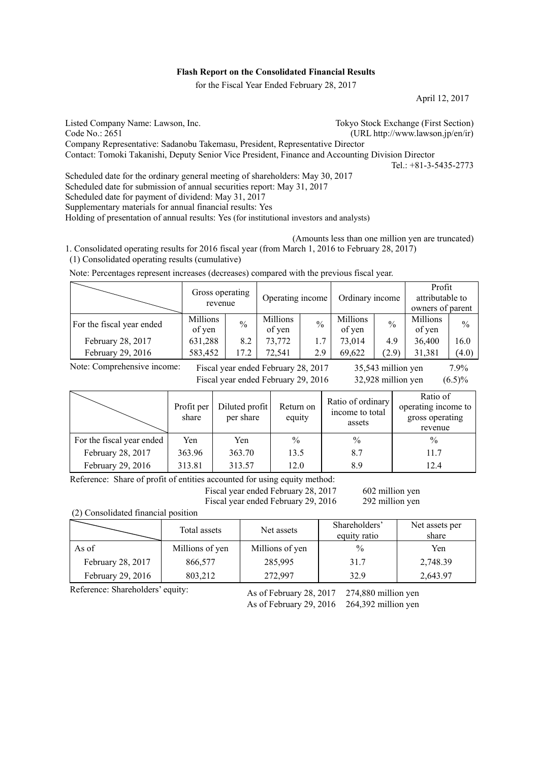**Flash Report on the Consolidated Financial Results**

for the Fiscal Year Ended February 28, 2017

April 12, 2017

Listed Company Name: Lawson, Inc. Tokyo Stock Exchange (First Section)
Code No.: 2651 (URL http://www.lawson.jp/en/ir)
Company Representative: Sadanobu Takemasu, President, Representative Director
Contact: Tomoki Takanishi, Deputy Senior Vice President, Finance and Accounting Division Director
Tel.: +81-3-5435-2773

Scheduled date for the ordinary general meeting of shareholders: May 30, 2017
Scheduled date for submission of annual securities report: May 31, 2017
Scheduled date for payment of dividend: May 31, 2017
Supplementary materials for annual financial results: Yes
Holding of presentation of annual results: Yes (for institutional investors and analysts)

(Amounts less than one million yen are truncated)

1. Consolidated operating results for 2016 fiscal year (from March 1, 2016 to February 28, 2017)

(1) Consolidated operating results (cumulative)

Note: Percentages represent increases (decreases) compared with the previous fiscal year.

| | Gross operating revenue | | Operating income | | Ordinary income | | Profit attributable to owners of parent | |
|---|---|---|---|---|---|---|---|---|
| For the fiscal year ended | Millions of yen | % | Millions of yen | % | Millions of yen | % | Millions of yen | % |
| February 28, 2017 | 631,288 | 8.2 | 73,772 | 1.7 | 73,014 | 4.9 | 36,400 | 16.0 |
| February 29, 2016 | 583,452 | 17.2 | 72,541 | 2.9 | 69,622 | (2.9) | 31,381 | (4.0) |

Note: Comprehensive income: Fiscal year ended February 28, 2017 35,543 million yen 7.9%
Fiscal year ended February 29, 2016 32,928 million yen (6.5)%

| | Profit per share | Diluted profit per share | Return on equity | Ratio of ordinary income to total assets | Ratio of operating income to gross operating revenue |
|---|---|---|---|---|---|
| For the fiscal year ended | Yen | Yen | % | % | % |
| February 28, 2017 | 363.96 | 363.70 | 13.5 | 8.7 | 11.7 |
| February 29, 2016 | 313.81 | 313.57 | 12.0 | 8.9 | 12.4 |

Reference: Share of profit of entities accounted for using equity method:
Fiscal year ended February 28, 2017 602 million yen
Fiscal year ended February 29, 2016 292 million yen

(2) Consolidated financial position

| | Total assets | Net assets | Shareholders' equity ratio | Net assets per share |
|---|---|---|---|---|
| As of | Millions of yen | Millions of yen | % | Yen |
| February 28, 2017 | 866,577 | 285,995 | 31.7 | 2,748.39 |
| February 29, 2016 | 803,212 | 272,997 | 32.9 | 2,643.97 |

Reference: Shareholders' equity: As of February 28, 2017 274,880 million yen
As of February 29, 2016 264,392 million yen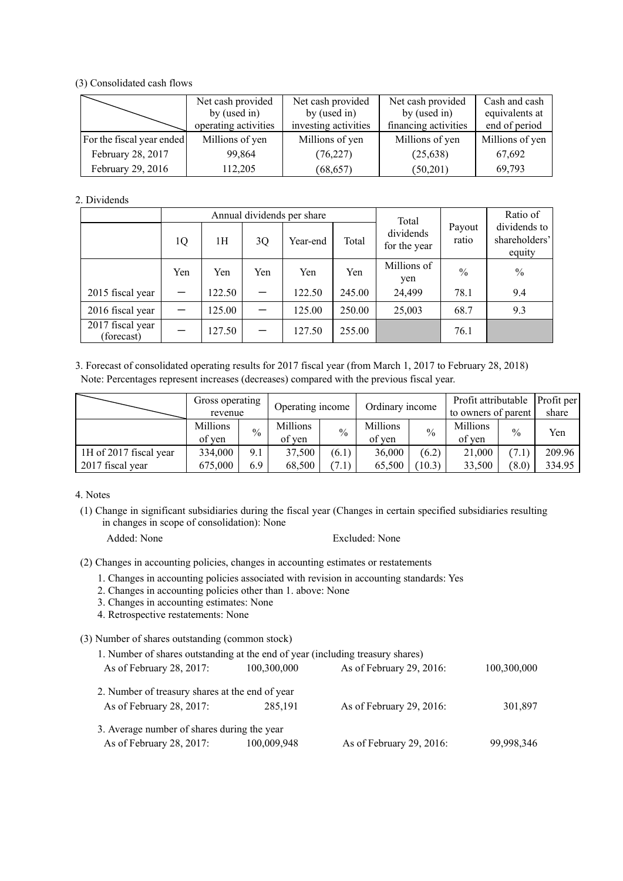(3) Consolidated cash flows

| | Net cash provided by (used in) operating activities | Net cash provided by (used in) investing activities | Net cash provided by (used in) financing activities | Cash and cash equivalents at end of period |
|---|---|---|---|---|
| For the fiscal year ended | Millions of yen | Millions of yen | Millions of yen | Millions of yen |
| February 28, 2017 | 99,864 | (76,227) | (25,638) | 67,692 |
| February 29, 2016 | 112,205 | (68,657) | (50,201) | 69,793 |

2. Dividends

| | Annual dividends per share | | | | | Total dividends for the year | Payout ratio | Ratio of dividends to shareholders' equity |
|---|---|---|---|---|---|---|---|---|
| | 1Q | 1H | 3Q | Year-end | Total | | | |
| | Yen | Yen | Yen | Yen | Yen | Millions of yen | % | % |
| 2015 fiscal year | － | 122.50 | － | 122.50 | 245.00 | 24,499 | 78.1 | 9.4 |
| 2016 fiscal year | － | 125.00 | － | 125.00 | 250.00 | 25,003 | 68.7 | 9.3 |
| 2017 fiscal year (forecast) | － | 127.50 | － | 127.50 | 255.00 | | 76.1 | |

3. Forecast of consolidated operating results for 2017 fiscal year (from March 1, 2017 to February 28, 2018)
Note: Percentages represent increases (decreases) compared with the previous fiscal year.

| | Gross operating revenue | | Operating income | | Ordinary income | | Profit attributable to owners of parent | | Profit per share |
|---|---|---|---|---|---|---|---|---|---|
| | Millions of yen | % | Millions of yen | % | Millions of yen | % | Millions of yen | % | Yen |
| 1H of 2017 fiscal year | 334,000 | 9.1 | 37,500 | (6.1) | 36,000 | (6.2) | 21,000 | (7.1) | 209.96 |
| 2017 fiscal year | 675,000 | 6.9 | 68,500 | (7.1) | 65,500 | (10.3) | 33,500 | (8.0) | 334.95 |

4. Notes

(1) Change in significant subsidiaries during the fiscal year (Changes in certain specified subsidiaries resulting in changes in scope of consolidation): None

Added: None　　　　Excluded: None

(2) Changes in accounting policies, changes in accounting estimates or restatements

1. Changes in accounting policies associated with revision in accounting standards: Yes
2. Changes in accounting policies other than 1. above: None
3. Changes in accounting estimates: None
4. Retrospective restatements: None

(3) Number of shares outstanding (common stock)

1. Number of shares outstanding at the end of year (including treasury shares)

As of February 28, 2017: 100,300,000　　As of February 29, 2016: 100,300,000

2. Number of treasury shares at the end of year

As of February 28, 2017: 285,191　　As of February 29, 2016: 301,897

3. Average number of shares during the year

As of February 28, 2017: 100,009,948　　As of February 29, 2016: 99,998,346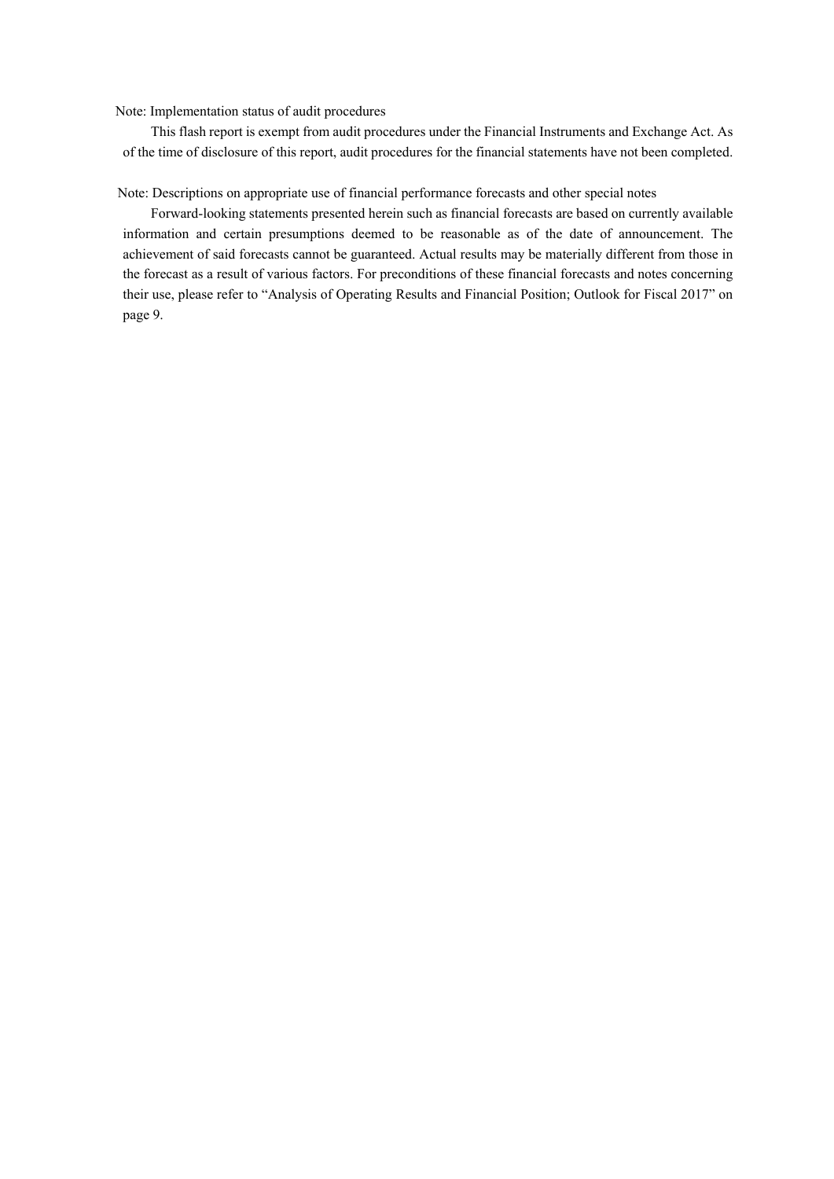Note: Implementation status of audit procedures

This flash report is exempt from audit procedures under the Financial Instruments and Exchange Act. As of the time of disclosure of this report, audit procedures for the financial statements have not been completed.

Note: Descriptions on appropriate use of financial performance forecasts and other special notes

Forward-looking statements presented herein such as financial forecasts are based on currently available information and certain presumptions deemed to be reasonable as of the date of announcement. The achievement of said forecasts cannot be guaranteed. Actual results may be materially different from those in the forecast as a result of various factors. For preconditions of these financial forecasts and notes concerning their use, please refer to "Analysis of Operating Results and Financial Position; Outlook for Fiscal 2017" on page 9.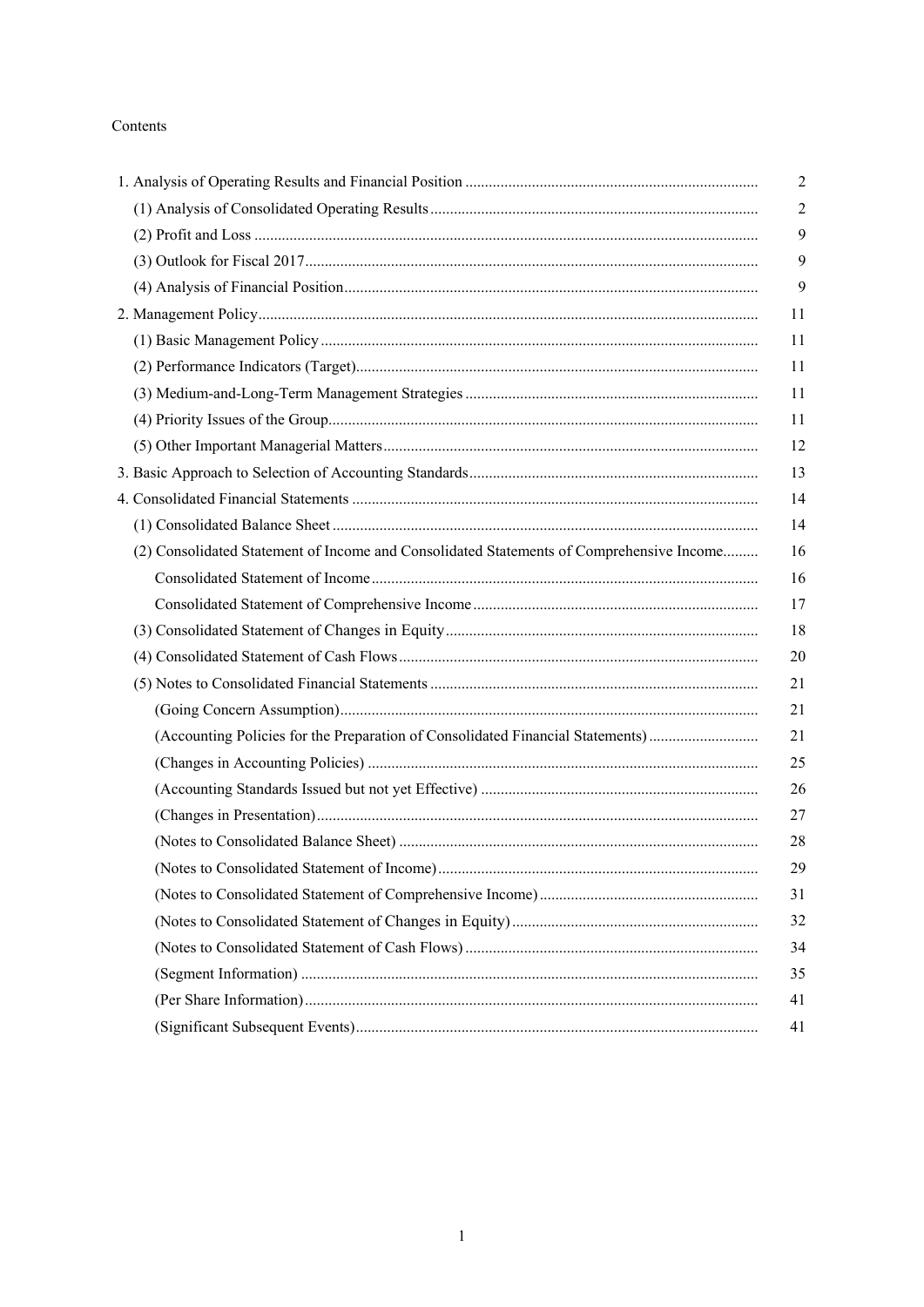Contents

| | |
|---|---|
| 1. Analysis of Operating Results and Financial Position | 2 |
| (1) Analysis of Consolidated Operating Results | 2 |
| (2) Profit and Loss | 9 |
| (3) Outlook for Fiscal 2017 | 9 |
| (4) Analysis of Financial Position | 9 |
| 2. Management Policy | 11 |
| (1) Basic Management Policy | 11 |
| (2) Performance Indicators (Target) | 11 |
| (3) Medium-and-Long-Term Management Strategies | 11 |
| (4) Priority Issues of the Group | 11 |
| (5) Other Important Managerial Matters | 12 |
| 3. Basic Approach to Selection of Accounting Standards | 13 |
| 4. Consolidated Financial Statements | 14 |
| (1) Consolidated Balance Sheet | 14 |
| (2) Consolidated Statement of Income and Consolidated Statements of Comprehensive Income | 16 |
| Consolidated Statement of Income | 16 |
| Consolidated Statement of Comprehensive Income | 17 |
| (3) Consolidated Statement of Changes in Equity | 18 |
| (4) Consolidated Statement of Cash Flows | 20 |
| (5) Notes to Consolidated Financial Statements | 21 |
| (Going Concern Assumption) | 21 |
| (Accounting Policies for the Preparation of Consolidated Financial Statements) | 21 |
| (Changes in Accounting Policies) | 25 |
| (Accounting Standards Issued but not yet Effective) | 26 |
| (Changes in Presentation) | 27 |
| (Notes to Consolidated Balance Sheet) | 28 |
| (Notes to Consolidated Statement of Income) | 29 |
| (Notes to Consolidated Statement of Comprehensive Income) | 31 |
| (Notes to Consolidated Statement of Changes in Equity) | 32 |
| (Notes to Consolidated Statement of Cash Flows) | 34 |
| (Segment Information) | 35 |
| (Per Share Information) | 41 |
| (Significant Subsequent Events) | 41 |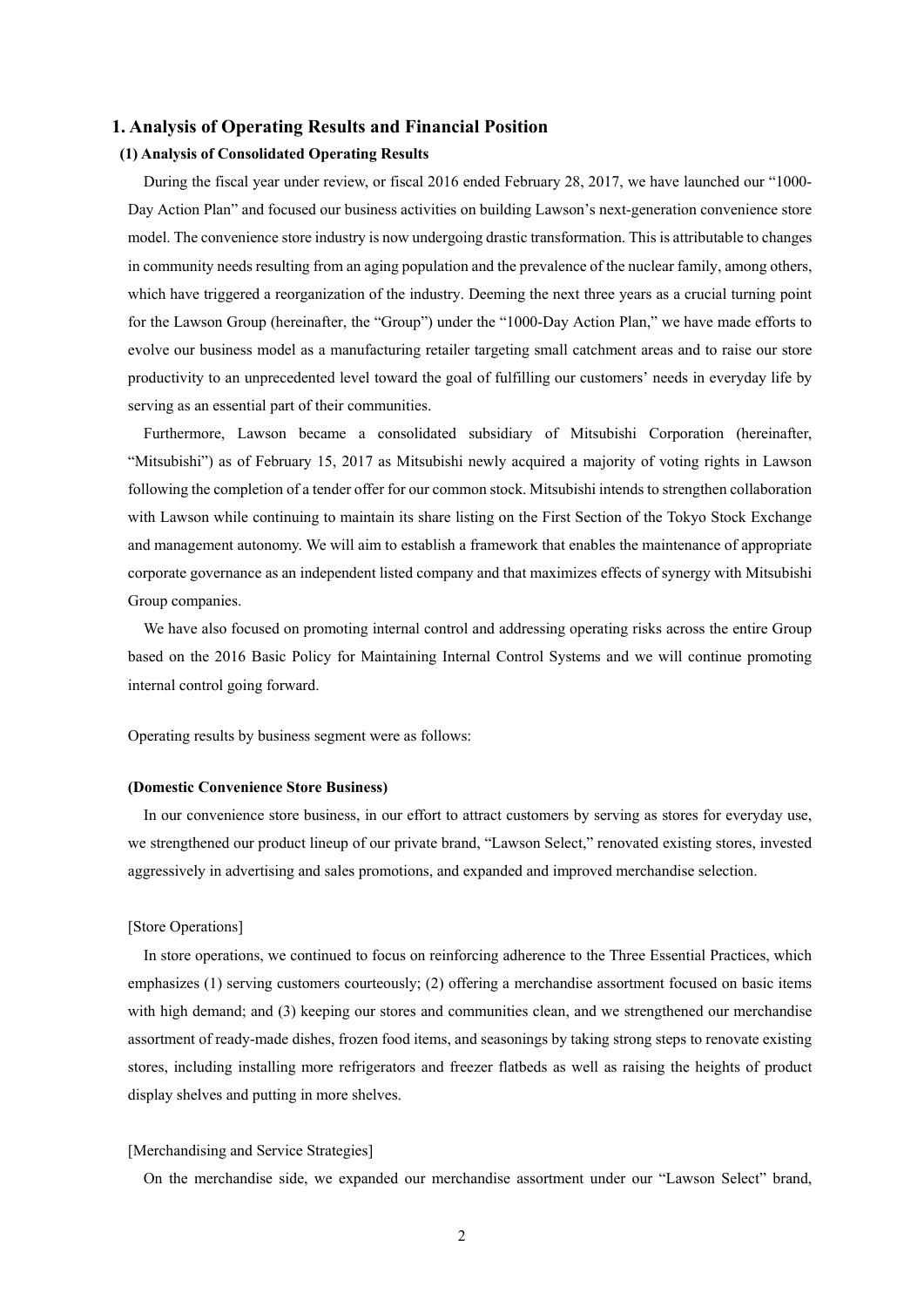# 1. Analysis of Operating Results and Financial Position

## (1) Analysis of Consolidated Operating Results

During the fiscal year under review, or fiscal 2016 ended February 28, 2017, we have launched our "1000-Day Action Plan" and focused our business activities on building Lawson's next-generation convenience store model. The convenience store industry is now undergoing drastic transformation. This is attributable to changes in community needs resulting from an aging population and the prevalence of the nuclear family, among others, which have triggered a reorganization of the industry. Deeming the next three years as a crucial turning point for the Lawson Group (hereinafter, the "Group") under the "1000-Day Action Plan," we have made efforts to evolve our business model as a manufacturing retailer targeting small catchment areas and to raise our store productivity to an unprecedented level toward the goal of fulfilling our customers' needs in everyday life by serving as an essential part of their communities.

Furthermore, Lawson became a consolidated subsidiary of Mitsubishi Corporation (hereinafter, "Mitsubishi") as of February 15, 2017 as Mitsubishi newly acquired a majority of voting rights in Lawson following the completion of a tender offer for our common stock. Mitsubishi intends to strengthen collaboration with Lawson while continuing to maintain its share listing on the First Section of the Tokyo Stock Exchange and management autonomy. We will aim to establish a framework that enables the maintenance of appropriate corporate governance as an independent listed company and that maximizes effects of synergy with Mitsubishi Group companies.

We have also focused on promoting internal control and addressing operating risks across the entire Group based on the 2016 Basic Policy for Maintaining Internal Control Systems and we will continue promoting internal control going forward.

Operating results by business segment were as follows:

**(Domestic Convenience Store Business)**

In our convenience store business, in our effort to attract customers by serving as stores for everyday use, we strengthened our product lineup of our private brand, "Lawson Select," renovated existing stores, invested aggressively in advertising and sales promotions, and expanded and improved merchandise selection.

[Store Operations]

In store operations, we continued to focus on reinforcing adherence to the Three Essential Practices, which emphasizes (1) serving customers courteously; (2) offering a merchandise assortment focused on basic items with high demand; and (3) keeping our stores and communities clean, and we strengthened our merchandise assortment of ready-made dishes, frozen food items, and seasonings by taking strong steps to renovate existing stores, including installing more refrigerators and freezer flatbeds as well as raising the heights of product display shelves and putting in more shelves.

[Merchandising and Service Strategies]

On the merchandise side, we expanded our merchandise assortment under our "Lawson Select" brand,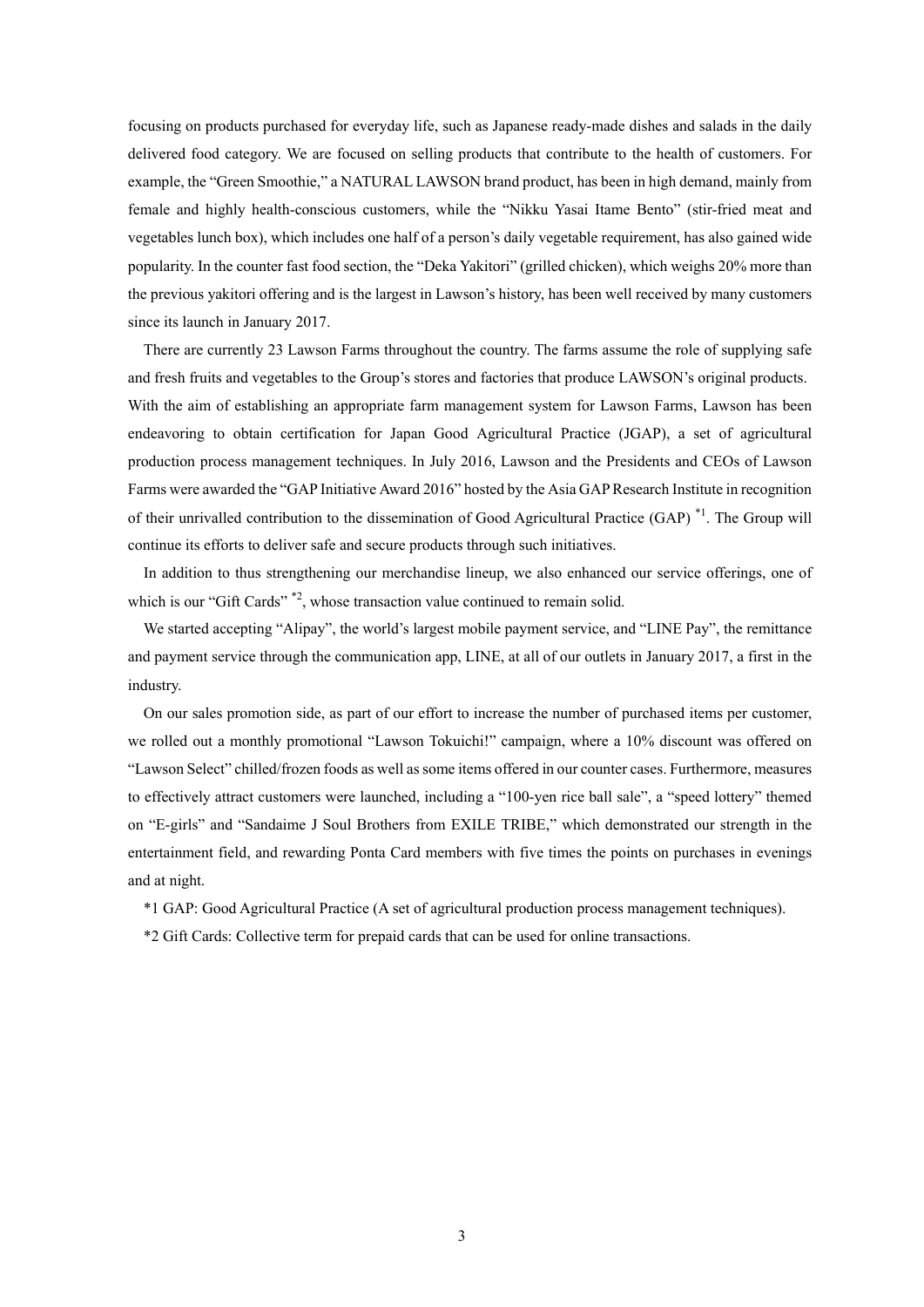focusing on products purchased for everyday life, such as Japanese ready-made dishes and salads in the daily delivered food category. We are focused on selling products that contribute to the health of customers. For example, the "Green Smoothie," a NATURAL LAWSON brand product, has been in high demand, mainly from female and highly health-conscious customers, while the "Nikku Yasai Itame Bento" (stir-fried meat and vegetables lunch box), which includes one half of a person's daily vegetable requirement, has also gained wide popularity. In the counter fast food section, the "Deka Yakitori" (grilled chicken), which weighs 20% more than the previous yakitori offering and is the largest in Lawson's history, has been well received by many customers since its launch in January 2017.

There are currently 23 Lawson Farms throughout the country. The farms assume the role of supplying safe and fresh fruits and vegetables to the Group's stores and factories that produce LAWSON's original products. With the aim of establishing an appropriate farm management system for Lawson Farms, Lawson has been endeavoring to obtain certification for Japan Good Agricultural Practice (JGAP), a set of agricultural production process management techniques. In July 2016, Lawson and the Presidents and CEOs of Lawson Farms were awarded the "GAP Initiative Award 2016" hosted by the Asia GAP Research Institute in recognition of their unrivalled contribution to the dissemination of Good Agricultural Practice (GAP) *1. The Group will continue its efforts to deliver safe and secure products through such initiatives.

In addition to thus strengthening our merchandise lineup, we also enhanced our service offerings, one of which is our "Gift Cards" *2, whose transaction value continued to remain solid.

We started accepting "Alipay", the world's largest mobile payment service, and "LINE Pay", the remittance and payment service through the communication app, LINE, at all of our outlets in January 2017, a first in the industry.

On our sales promotion side, as part of our effort to increase the number of purchased items per customer, we rolled out a monthly promotional "Lawson Tokuichi!" campaign, where a 10% discount was offered on "Lawson Select" chilled/frozen foods as well as some items offered in our counter cases. Furthermore, measures to effectively attract customers were launched, including a "100-yen rice ball sale", a "speed lottery" themed on "E-girls" and "Sandaime J Soul Brothers from EXILE TRIBE," which demonstrated our strength in the entertainment field, and rewarding Ponta Card members with five times the points on purchases in evenings and at night.

*1 GAP: Good Agricultural Practice (A set of agricultural production process management techniques).

*2 Gift Cards: Collective term for prepaid cards that can be used for online transactions.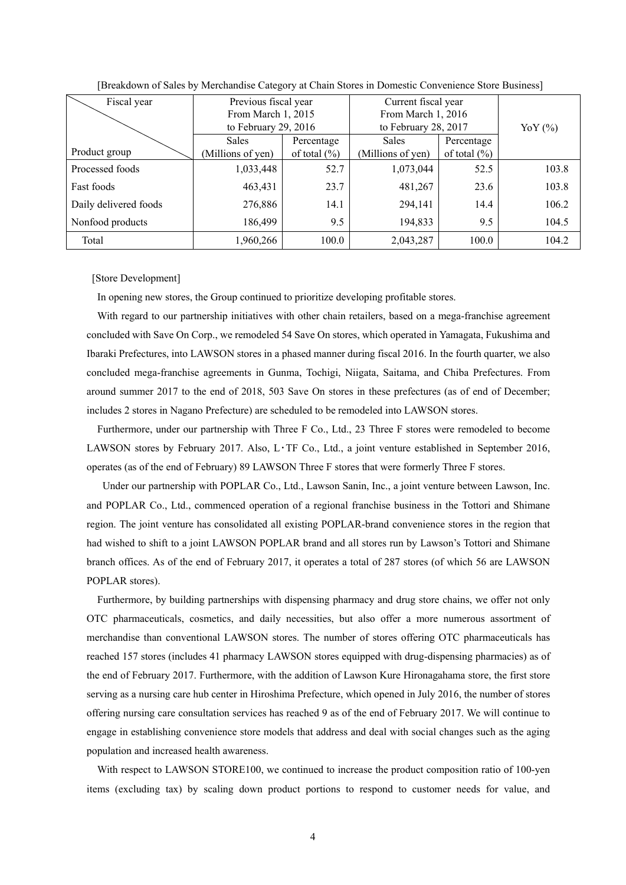[Breakdown of Sales by Merchandise Category at Chain Stores in Domestic Convenience Store Business]

| Fiscal year / Product group | Previous fiscal year From March 1, 2015 to February 29, 2016 | | Current fiscal year From March 1, 2016 to February 28, 2017 | | YoY (%) |
|---|---|---|---|---|---|
| | Sales (Millions of yen) | Percentage of total (%) | Sales (Millions of yen) | Percentage of total (%) | |
| Processed foods | 1,033,448 | 52.7 | 1,073,044 | 52.5 | 103.8 |
| Fast foods | 463,431 | 23.7 | 481,267 | 23.6 | 103.8 |
| Daily delivered foods | 276,886 | 14.1 | 294,141 | 14.4 | 106.2 |
| Nonfood products | 186,499 | 9.5 | 194,833 | 9.5 | 104.5 |
| Total | 1,960,266 | 100.0 | 2,043,287 | 100.0 | 104.2 |

[Store Development]

In opening new stores, the Group continued to prioritize developing profitable stores.

With regard to our partnership initiatives with other chain retailers, based on a mega-franchise agreement concluded with Save On Corp., we remodeled 54 Save On stores, which operated in Yamagata, Fukushima and Ibaraki Prefectures, into LAWSON stores in a phased manner during fiscal 2016. In the fourth quarter, we also concluded mega-franchise agreements in Gunma, Tochigi, Niigata, Saitama, and Chiba Prefectures. From around summer 2017 to the end of 2018, 503 Save On stores in these prefectures (as of end of December; includes 2 stores in Nagano Prefecture) are scheduled to be remodeled into LAWSON stores.

Furthermore, under our partnership with Three F Co., Ltd., 23 Three F stores were remodeled to become LAWSON stores by February 2017. Also, L･TF Co., Ltd., a joint venture established in September 2016, operates (as of the end of February) 89 LAWSON Three F stores that were formerly Three F stores.

Under our partnership with POPLAR Co., Ltd., Lawson Sanin, Inc., a joint venture between Lawson, Inc. and POPLAR Co., Ltd., commenced operation of a regional franchise business in the Tottori and Shimane region. The joint venture has consolidated all existing POPLAR-brand convenience stores in the region that had wished to shift to a joint LAWSON POPLAR brand and all stores run by Lawson's Tottori and Shimane branch offices. As of the end of February 2017, it operates a total of 287 stores (of which 56 are LAWSON POPLAR stores).

Furthermore, by building partnerships with dispensing pharmacy and drug store chains, we offer not only OTC pharmaceuticals, cosmetics, and daily necessities, but also offer a more numerous assortment of merchandise than conventional LAWSON stores. The number of stores offering OTC pharmaceuticals has reached 157 stores (includes 41 pharmacy LAWSON stores equipped with drug-dispensing pharmacies) as of the end of February 2017. Furthermore, with the addition of Lawson Kure Hironagahama store, the first store serving as a nursing care hub center in Hiroshima Prefecture, which opened in July 2016, the number of stores offering nursing care consultation services has reached 9 as of the end of February 2017. We will continue to engage in establishing convenience store models that address and deal with social changes such as the aging population and increased health awareness.

With respect to LAWSON STORE100, we continued to increase the product composition ratio of 100-yen items (excluding tax) by scaling down product portions to respond to customer needs for value, and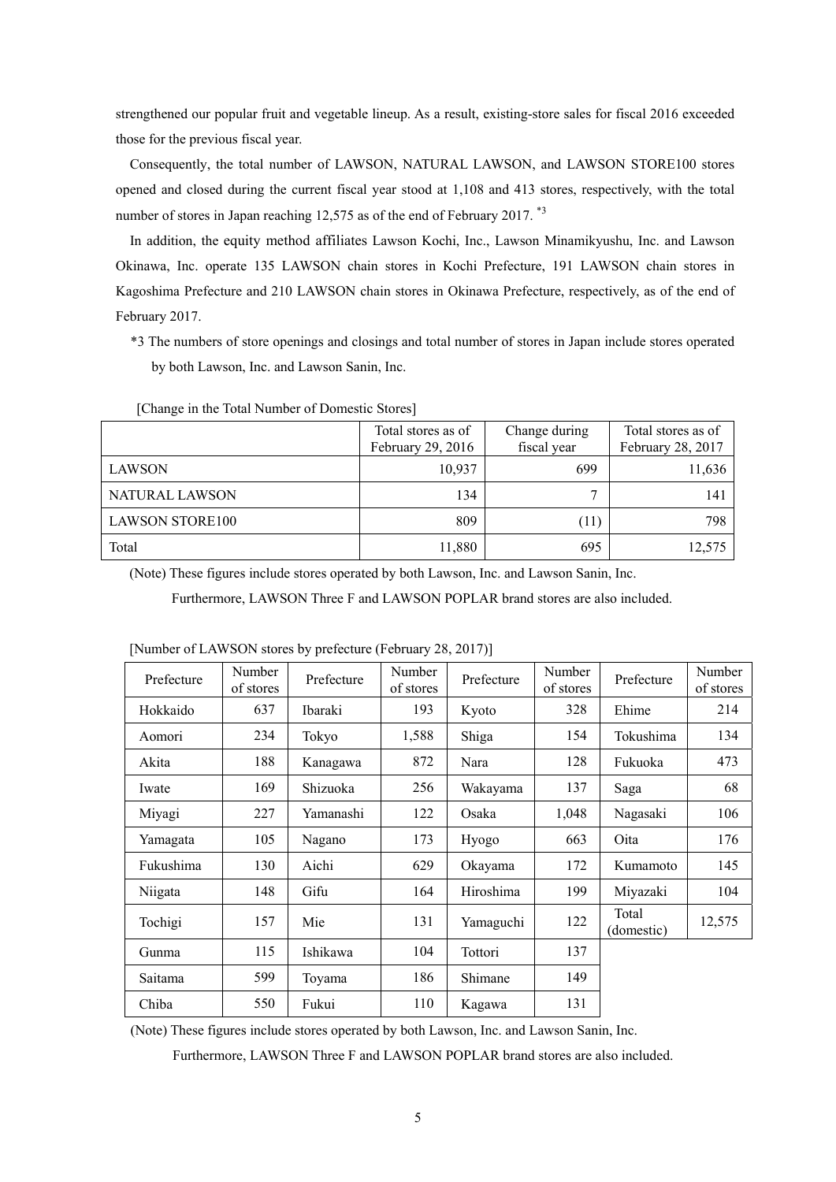strengthened our popular fruit and vegetable lineup. As a result, existing-store sales for fiscal 2016 exceeded those for the previous fiscal year.

Consequently, the total number of LAWSON, NATURAL LAWSON, and LAWSON STORE100 stores opened and closed during the current fiscal year stood at 1,108 and 413 stores, respectively, with the total number of stores in Japan reaching 12,575 as of the end of February 2017. *3

In addition, the equity method affiliates Lawson Kochi, Inc., Lawson Minamikyushu, Inc. and Lawson Okinawa, Inc. operate 135 LAWSON chain stores in Kochi Prefecture, 191 LAWSON chain stores in Kagoshima Prefecture and 210 LAWSON chain stores in Okinawa Prefecture, respectively, as of the end of February 2017.

*3 The numbers of store openings and closings and total number of stores in Japan include stores operated by both Lawson, Inc. and Lawson Sanin, Inc.

[Change in the Total Number of Domestic Stores]

| | Total stores as of February 29, 2016 | Change during fiscal year | Total stores as of February 28, 2017 |
|---|---|---|---|
| LAWSON | 10,937 | 699 | 11,636 |
| NATURAL LAWSON | 134 | 7 | 141 |
| LAWSON STORE100 | 809 | (11) | 798 |
| Total | 11,880 | 695 | 12,575 |

(Note) These figures include stores operated by both Lawson, Inc. and Lawson Sanin, Inc.
Furthermore, LAWSON Three F and LAWSON POPLAR brand stores are also included.

[Number of LAWSON stores by prefecture (February 28, 2017)]

| Prefecture | Number of stores | Prefecture | Number of stores | Prefecture | Number of stores | Prefecture | Number of stores |
|---|---|---|---|---|---|---|---|
| Hokkaido | 637 | Ibaraki | 193 | Kyoto | 328 | Ehime | 214 |
| Aomori | 234 | Tokyo | 1,588 | Shiga | 154 | Tokushima | 134 |
| Akita | 188 | Kanagawa | 872 | Nara | 128 | Fukuoka | 473 |
| Iwate | 169 | Shizuoka | 256 | Wakayama | 137 | Saga | 68 |
| Miyagi | 227 | Yamanashi | 122 | Osaka | 1,048 | Nagasaki | 106 |
| Yamagata | 105 | Nagano | 173 | Hyogo | 663 | Oita | 176 |
| Fukushima | 130 | Aichi | 629 | Okayama | 172 | Kumamoto | 145 |
| Niigata | 148 | Gifu | 164 | Hiroshima | 199 | Miyazaki | 104 |
| Tochigi | 157 | Mie | 131 | Yamaguchi | 122 | Total (domestic) | 12,575 |
| Gunma | 115 | Ishikawa | 104 | Tottori | 137 | | |
| Saitama | 599 | Toyama | 186 | Shimane | 149 | | |
| Chiba | 550 | Fukui | 110 | Kagawa | 131 | | |

(Note) These figures include stores operated by both Lawson, Inc. and Lawson Sanin, Inc.
Furthermore, LAWSON Three F and LAWSON POPLAR brand stores are also included.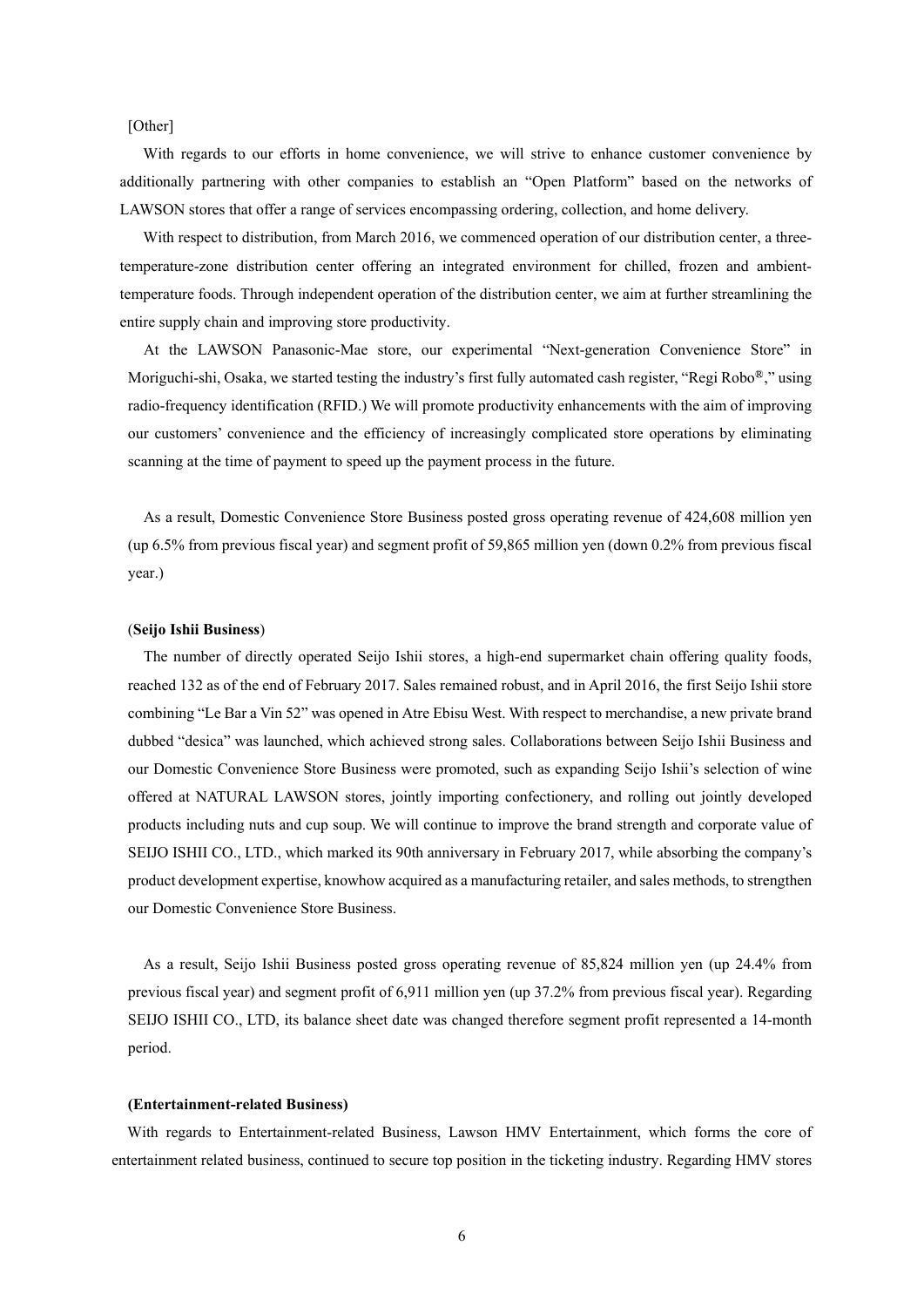[Other]

With regards to our efforts in home convenience, we will strive to enhance customer convenience by additionally partnering with other companies to establish an "Open Platform" based on the networks of LAWSON stores that offer a range of services encompassing ordering, collection, and home delivery.

With respect to distribution, from March 2016, we commenced operation of our distribution center, a three-temperature-zone distribution center offering an integrated environment for chilled, frozen and ambient-temperature foods. Through independent operation of the distribution center, we aim at further streamlining the entire supply chain and improving store productivity.

At the LAWSON Panasonic-Mae store, our experimental "Next-generation Convenience Store" in Moriguchi-shi, Osaka, we started testing the industry's first fully automated cash register, "Regi Robo®," using radio-frequency identification (RFID.) We will promote productivity enhancements with the aim of improving our customers' convenience and the efficiency of increasingly complicated store operations by eliminating scanning at the time of payment to speed up the payment process in the future.

As a result, Domestic Convenience Store Business posted gross operating revenue of 424,608 million yen (up 6.5% from previous fiscal year) and segment profit of 59,865 million yen (down 0.2% from previous fiscal year.)

(**Seijo Ishii Business**)

The number of directly operated Seijo Ishii stores, a high-end supermarket chain offering quality foods, reached 132 as of the end of February 2017. Sales remained robust, and in April 2016, the first Seijo Ishii store combining "Le Bar a Vin 52" was opened in Atre Ebisu West. With respect to merchandise, a new private brand dubbed "desica" was launched, which achieved strong sales. Collaborations between Seijo Ishii Business and our Domestic Convenience Store Business were promoted, such as expanding Seijo Ishii's selection of wine offered at NATURAL LAWSON stores, jointly importing confectionery, and rolling out jointly developed products including nuts and cup soup. We will continue to improve the brand strength and corporate value of SEIJO ISHII CO., LTD., which marked its 90th anniversary in February 2017, while absorbing the company's product development expertise, knowhow acquired as a manufacturing retailer, and sales methods, to strengthen our Domestic Convenience Store Business.

As a result, Seijo Ishii Business posted gross operating revenue of 85,824 million yen (up 24.4% from previous fiscal year) and segment profit of 6,911 million yen (up 37.2% from previous fiscal year). Regarding SEIJO ISHII CO., LTD, its balance sheet date was changed therefore segment profit represented a 14-month period.

**(Entertainment-related Business)**

With regards to Entertainment-related Business, Lawson HMV Entertainment, which forms the core of entertainment related business, continued to secure top position in the ticketing industry. Regarding HMV stores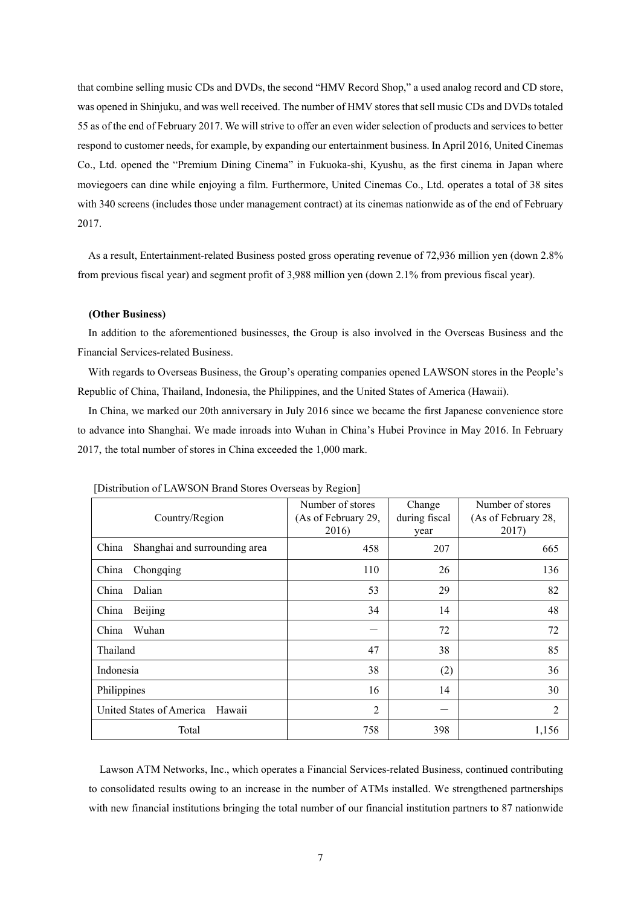that combine selling music CDs and DVDs, the second "HMV Record Shop," a used analog record and CD store, was opened in Shinjuku, and was well received. The number of HMV stores that sell music CDs and DVDs totaled 55 as of the end of February 2017. We will strive to offer an even wider selection of products and services to better respond to customer needs, for example, by expanding our entertainment business. In April 2016, United Cinemas Co., Ltd. opened the "Premium Dining Cinema" in Fukuoka-shi, Kyushu, as the first cinema in Japan where moviegoers can dine while enjoying a film. Furthermore, United Cinemas Co., Ltd. operates a total of 38 sites with 340 screens (includes those under management contract) at its cinemas nationwide as of the end of February 2017.

As a result, Entertainment-related Business posted gross operating revenue of 72,936 million yen (down 2.8% from previous fiscal year) and segment profit of 3,988 million yen (down 2.1% from previous fiscal year).

**(Other Business)**

In addition to the aforementioned businesses, the Group is also involved in the Overseas Business and the Financial Services-related Business.

With regards to Overseas Business, the Group's operating companies opened LAWSON stores in the People's Republic of China, Thailand, Indonesia, the Philippines, and the United States of America (Hawaii).

In China, we marked our 20th anniversary in July 2016 since we became the first Japanese convenience store to advance into Shanghai. We made inroads into Wuhan in China's Hubei Province in May 2016. In February 2017, the total number of stores in China exceeded the 1,000 mark.

[Distribution of LAWSON Brand Stores Overseas by Region]

| Country/Region | Number of stores (As of February 29, 2016) | Change during fiscal year | Number of stores (As of February 28, 2017) |
|---|---|---|---|
| China Shanghai and surrounding area | 458 | 207 | 665 |
| China Chongqing | 110 | 26 | 136 |
| China Dalian | 53 | 29 | 82 |
| China Beijing | 34 | 14 | 48 |
| China Wuhan | — | 72 | 72 |
| Thailand | 47 | 38 | 85 |
| Indonesia | 38 | (2) | 36 |
| Philippines | 16 | 14 | 30 |
| United States of America Hawaii | 2 | — | 2 |
| Total | 758 | 398 | 1,156 |

Lawson ATM Networks, Inc., which operates a Financial Services-related Business, continued contributing to consolidated results owing to an increase in the number of ATMs installed. We strengthened partnerships with new financial institutions bringing the total number of our financial institution partners to 87 nationwide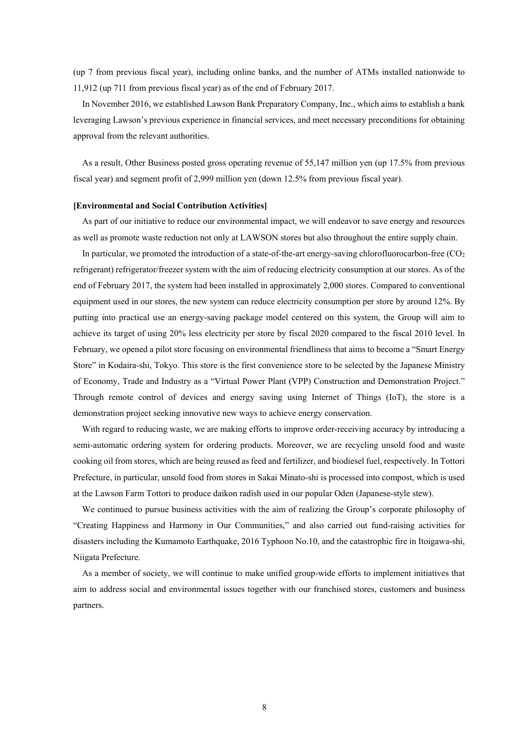(up 7 from previous fiscal year), including online banks, and the number of ATMs installed nationwide to 11,912 (up 711 from previous fiscal year) as of the end of February 2017.

In November 2016, we established Lawson Bank Preparatory Company, Inc., which aims to establish a bank leveraging Lawson's previous experience in financial services, and meet necessary preconditions for obtaining approval from the relevant authorities.

As a result, Other Business posted gross operating revenue of 55,147 million yen (up 17.5% from previous fiscal year) and segment profit of 2,999 million yen (down 12.5% from previous fiscal year).

**[Environmental and Social Contribution Activities]**

As part of our initiative to reduce our environmental impact, we will endeavor to save energy and resources as well as promote waste reduction not only at LAWSON stores but also throughout the entire supply chain.

In particular, we promoted the introduction of a state-of-the-art energy-saving chlorofluorocarbon-free ($CO_2$ refrigerant) refrigerator/freezer system with the aim of reducing electricity consumption at our stores. As of the end of February 2017, the system had been installed in approximately 2,000 stores. Compared to conventional equipment used in our stores, the new system can reduce electricity consumption per store by around 12%. By putting into practical use an energy-saving package model centered on this system, the Group will aim to achieve its target of using 20% less electricity per store by fiscal 2020 compared to the fiscal 2010 level. In February, we opened a pilot store focusing on environmental friendliness that aims to become a "Smart Energy Store" in Kodaira-shi, Tokyo. This store is the first convenience store to be selected by the Japanese Ministry of Economy, Trade and Industry as a "Virtual Power Plant (VPP) Construction and Demonstration Project." Through remote control of devices and energy saving using Internet of Things (IoT), the store is a demonstration project seeking innovative new ways to achieve energy conservation.

With regard to reducing waste, we are making efforts to improve order-receiving accuracy by introducing a semi-automatic ordering system for ordering products. Moreover, we are recycling unsold food and waste cooking oil from stores, which are being reused as feed and fertilizer, and biodiesel fuel, respectively. In Tottori Prefecture, in particular, unsold food from stores in Sakai Minato-shi is processed into compost, which is used at the Lawson Farm Tottori to produce daikon radish used in our popular Oden (Japanese-style stew).

We continued to pursue business activities with the aim of realizing the Group's corporate philosophy of "Creating Happiness and Harmony in Our Communities," and also carried out fund-raising activities for disasters including the Kumamoto Earthquake, 2016 Typhoon No.10, and the catastrophic fire in Itoigawa-shi, Niigata Prefecture.

As a member of society, we will continue to make unified group-wide efforts to implement initiatives that aim to address social and environmental issues together with our franchised stores, customers and business partners.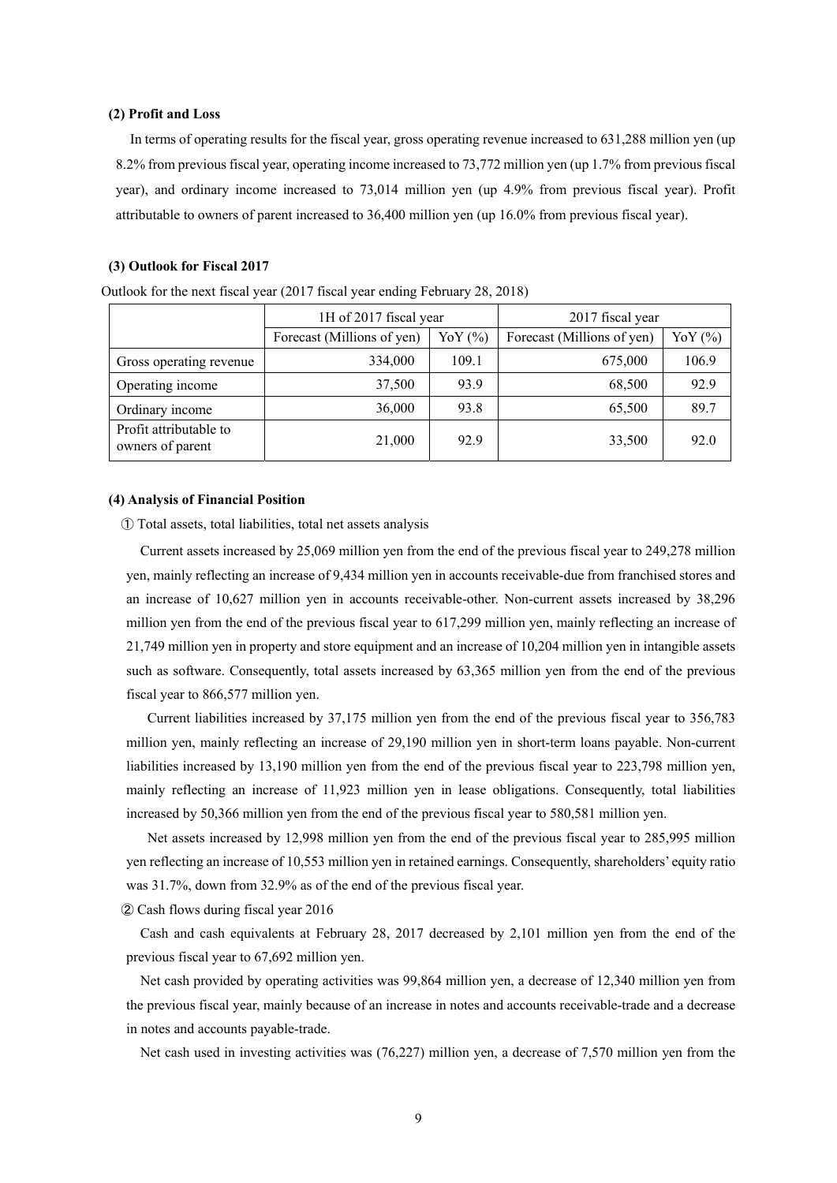### (2) Profit and Loss

In terms of operating results for the fiscal year, gross operating revenue increased to 631,288 million yen (up 8.2% from previous fiscal year, operating income increased to 73,772 million yen (up 1.7% from previous fiscal year), and ordinary income increased to 73,014 million yen (up 4.9% from previous fiscal year). Profit attributable to owners of parent increased to 36,400 million yen (up 16.0% from previous fiscal year).

### (3) Outlook for Fiscal 2017

Outlook for the next fiscal year (2017 fiscal year ending February 28, 2018)

| | 1H of 2017 fiscal year | | 2017 fiscal year | |
|---|---|---|---|---|
| | Forecast (Millions of yen) | YoY (%) | Forecast (Millions of yen) | YoY (%) |
| Gross operating revenue | 334,000 | 109.1 | 675,000 | 106.9 |
| Operating income | 37,500 | 93.9 | 68,500 | 92.9 |
| Ordinary income | 36,000 | 93.8 | 65,500 | 89.7 |
| Profit attributable to owners of parent | 21,000 | 92.9 | 33,500 | 92.0 |

### (4) Analysis of Financial Position

① Total assets, total liabilities, total net assets analysis

Current assets increased by 25,069 million yen from the end of the previous fiscal year to 249,278 million yen, mainly reflecting an increase of 9,434 million yen in accounts receivable-due from franchised stores and an increase of 10,627 million yen in accounts receivable-other. Non-current assets increased by 38,296 million yen from the end of the previous fiscal year to 617,299 million yen, mainly reflecting an increase of 21,749 million yen in property and store equipment and an increase of 10,204 million yen in intangible assets such as software. Consequently, total assets increased by 63,365 million yen from the end of the previous fiscal year to 866,577 million yen.

Current liabilities increased by 37,175 million yen from the end of the previous fiscal year to 356,783 million yen, mainly reflecting an increase of 29,190 million yen in short-term loans payable. Non-current liabilities increased by 13,190 million yen from the end of the previous fiscal year to 223,798 million yen, mainly reflecting an increase of 11,923 million yen in lease obligations. Consequently, total liabilities increased by 50,366 million yen from the end of the previous fiscal year to 580,581 million yen.

Net assets increased by 12,998 million yen from the end of the previous fiscal year to 285,995 million yen reflecting an increase of 10,553 million yen in retained earnings. Consequently, shareholders' equity ratio was 31.7%, down from 32.9% as of the end of the previous fiscal year.

② Cash flows during fiscal year 2016

Cash and cash equivalents at February 28, 2017 decreased by 2,101 million yen from the end of the previous fiscal year to 67,692 million yen.

Net cash provided by operating activities was 99,864 million yen, a decrease of 12,340 million yen from the previous fiscal year, mainly because of an increase in notes and accounts receivable-trade and a decrease in notes and accounts payable-trade.

Net cash used in investing activities was (76,227) million yen, a decrease of 7,570 million yen from the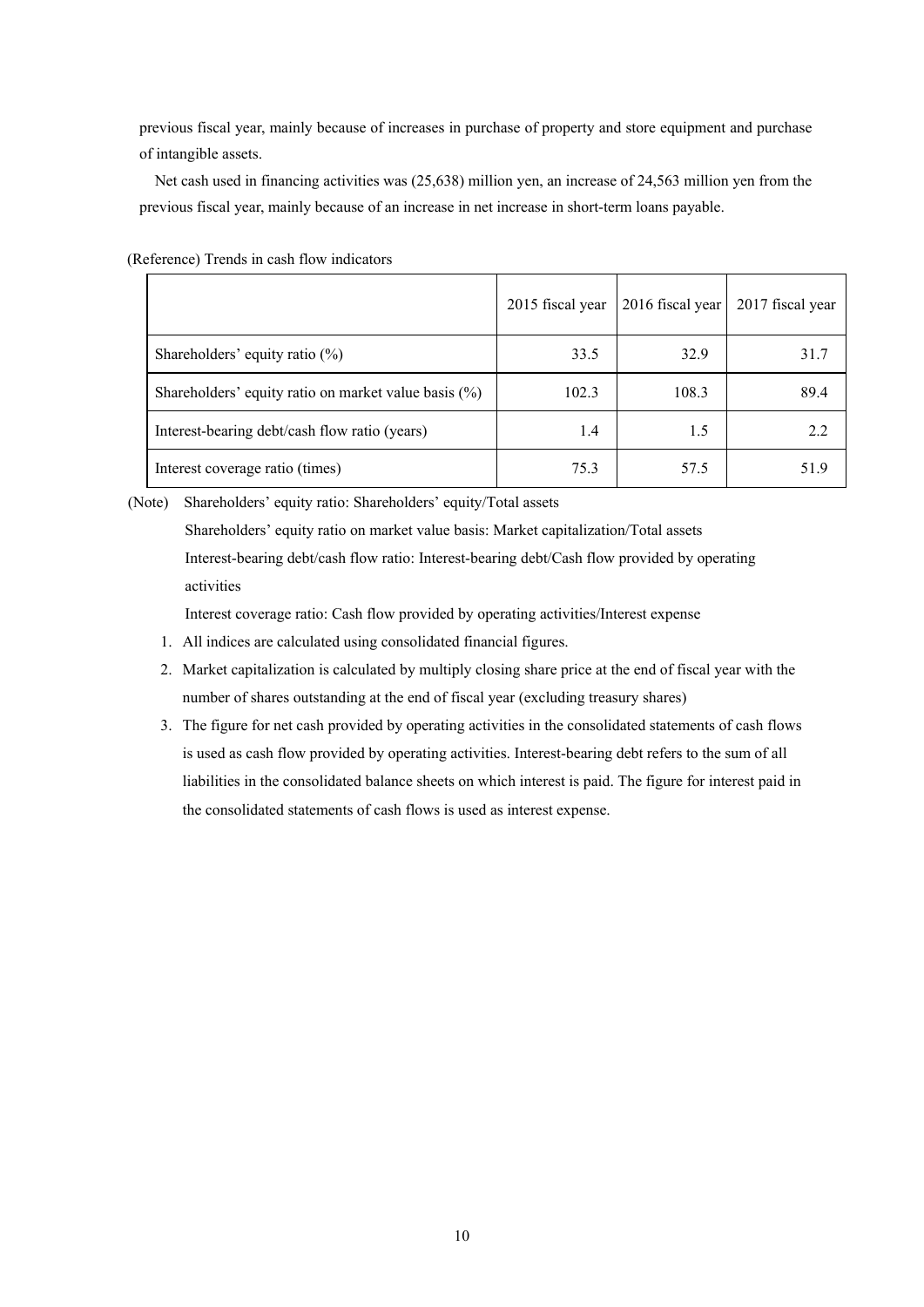previous fiscal year, mainly because of increases in purchase of property and store equipment and purchase of intangible assets.

Net cash used in financing activities was (25,638) million yen, an increase of 24,563 million yen from the previous fiscal year, mainly because of an increase in net increase in short-term loans payable.

(Reference) Trends in cash flow indicators

| | 2015 fiscal year | 2016 fiscal year | 2017 fiscal year |
|---|---|---|---|
| Shareholders' equity ratio (%) | 33.5 | 32.9 | 31.7 |
| Shareholders' equity ratio on market value basis (%) | 102.3 | 108.3 | 89.4 |
| Interest-bearing debt/cash flow ratio (years) | 1.4 | 1.5 | 2.2 |
| Interest coverage ratio (times) | 75.3 | 57.5 | 51.9 |

(Note) Shareholders' equity ratio: Shareholders' equity/Total assets

Shareholders' equity ratio on market value basis: Market capitalization/Total assets

Interest-bearing debt/cash flow ratio: Interest-bearing debt/Cash flow provided by operating activities

Interest coverage ratio: Cash flow provided by operating activities/Interest expense

1. All indices are calculated using consolidated financial figures.
2. Market capitalization is calculated by multiply closing share price at the end of fiscal year with the number of shares outstanding at the end of fiscal year (excluding treasury shares)
3. The figure for net cash provided by operating activities in the consolidated statements of cash flows is used as cash flow provided by operating activities. Interest-bearing debt refers to the sum of all liabilities in the consolidated balance sheets on which interest is paid. The figure for interest paid in the consolidated statements of cash flows is used as interest expense.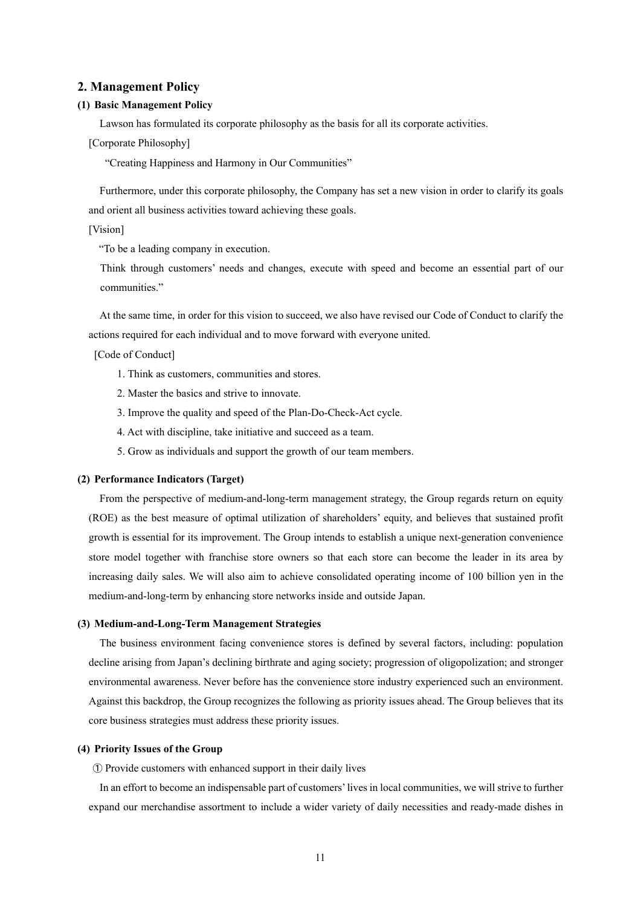## 2. Management Policy

### (1) Basic Management Policy

Lawson has formulated its corporate philosophy as the basis for all its corporate activities.

[Corporate Philosophy]

"Creating Happiness and Harmony in Our Communities"

Furthermore, under this corporate philosophy, the Company has set a new vision in order to clarify its goals and orient all business activities toward achieving these goals.

[Vision]

"To be a leading company in execution.

Think through customers' needs and changes, execute with speed and become an essential part of our communities."

At the same time, in order for this vision to succeed, we also have revised our Code of Conduct to clarify the actions required for each individual and to move forward with everyone united.

[Code of Conduct]

1. Think as customers, communities and stores.
2. Master the basics and strive to innovate.
3. Improve the quality and speed of the Plan-Do-Check-Act cycle.
4. Act with discipline, take initiative and succeed as a team.
5. Grow as individuals and support the growth of our team members.

### (2) Performance Indicators (Target)

From the perspective of medium-and-long-term management strategy, the Group regards return on equity (ROE) as the best measure of optimal utilization of shareholders' equity, and believes that sustained profit growth is essential for its improvement. The Group intends to establish a unique next-generation convenience store model together with franchise store owners so that each store can become the leader in its area by increasing daily sales. We will also aim to achieve consolidated operating income of 100 billion yen in the medium-and-long-term by enhancing store networks inside and outside Japan.

### (3) Medium-and-Long-Term Management Strategies

The business environment facing convenience stores is defined by several factors, including: population decline arising from Japan's declining birthrate and aging society; progression of oligopolization; and stronger environmental awareness. Never before has the convenience store industry experienced such an environment. Against this backdrop, the Group recognizes the following as priority issues ahead. The Group believes that its core business strategies must address these priority issues.

### (4) Priority Issues of the Group

① Provide customers with enhanced support in their daily lives

In an effort to become an indispensable part of customers' lives in local communities, we will strive to further expand our merchandise assortment to include a wider variety of daily necessities and ready-made dishes in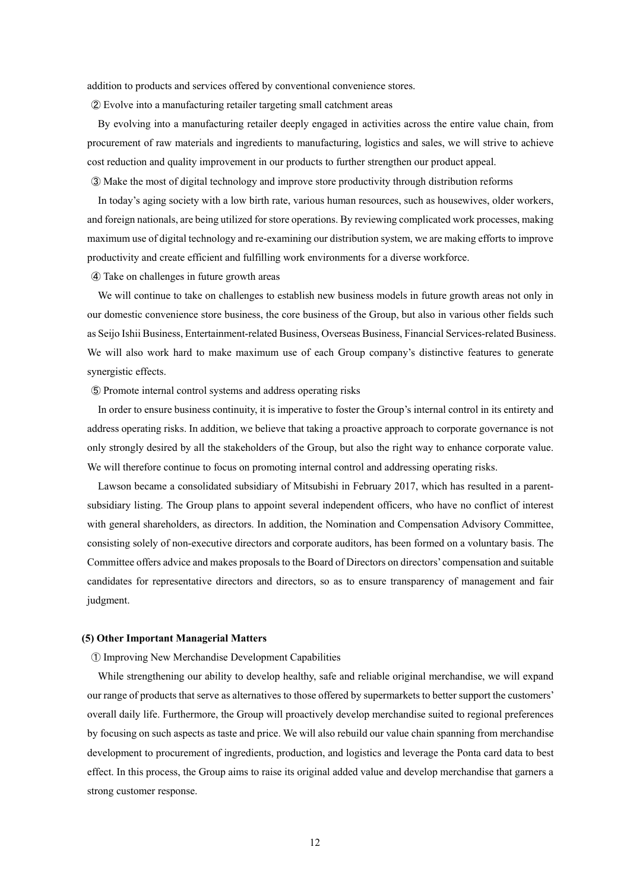addition to products and services offered by conventional convenience stores.

② Evolve into a manufacturing retailer targeting small catchment areas

By evolving into a manufacturing retailer deeply engaged in activities across the entire value chain, from procurement of raw materials and ingredients to manufacturing, logistics and sales, we will strive to achieve cost reduction and quality improvement in our products to further strengthen our product appeal.

③ Make the most of digital technology and improve store productivity through distribution reforms

In today's aging society with a low birth rate, various human resources, such as housewives, older workers, and foreign nationals, are being utilized for store operations. By reviewing complicated work processes, making maximum use of digital technology and re-examining our distribution system, we are making efforts to improve productivity and create efficient and fulfilling work environments for a diverse workforce.

④ Take on challenges in future growth areas

We will continue to take on challenges to establish new business models in future growth areas not only in our domestic convenience store business, the core business of the Group, but also in various other fields such as Seijo Ishii Business, Entertainment-related Business, Overseas Business, Financial Services-related Business. We will also work hard to make maximum use of each Group company's distinctive features to generate synergistic effects.

⑤ Promote internal control systems and address operating risks

In order to ensure business continuity, it is imperative to foster the Group's internal control in its entirety and address operating risks. In addition, we believe that taking a proactive approach to corporate governance is not only strongly desired by all the stakeholders of the Group, but also the right way to enhance corporate value. We will therefore continue to focus on promoting internal control and addressing operating risks.

Lawson became a consolidated subsidiary of Mitsubishi in February 2017, which has resulted in a parent-subsidiary listing. The Group plans to appoint several independent officers, who have no conflict of interest with general shareholders, as directors. In addition, the Nomination and Compensation Advisory Committee, consisting solely of non-executive directors and corporate auditors, has been formed on a voluntary basis. The Committee offers advice and makes proposals to the Board of Directors on directors' compensation and suitable candidates for representative directors and directors, so as to ensure transparency of management and fair judgment.

**(5) Other Important Managerial Matters**

① Improving New Merchandise Development Capabilities

While strengthening our ability to develop healthy, safe and reliable original merchandise, we will expand our range of products that serve as alternatives to those offered by supermarkets to better support the customers' overall daily life. Furthermore, the Group will proactively develop merchandise suited to regional preferences by focusing on such aspects as taste and price. We will also rebuild our value chain spanning from merchandise development to procurement of ingredients, production, and logistics and leverage the Ponta card data to best effect. In this process, the Group aims to raise its original added value and develop merchandise that garners a strong customer response.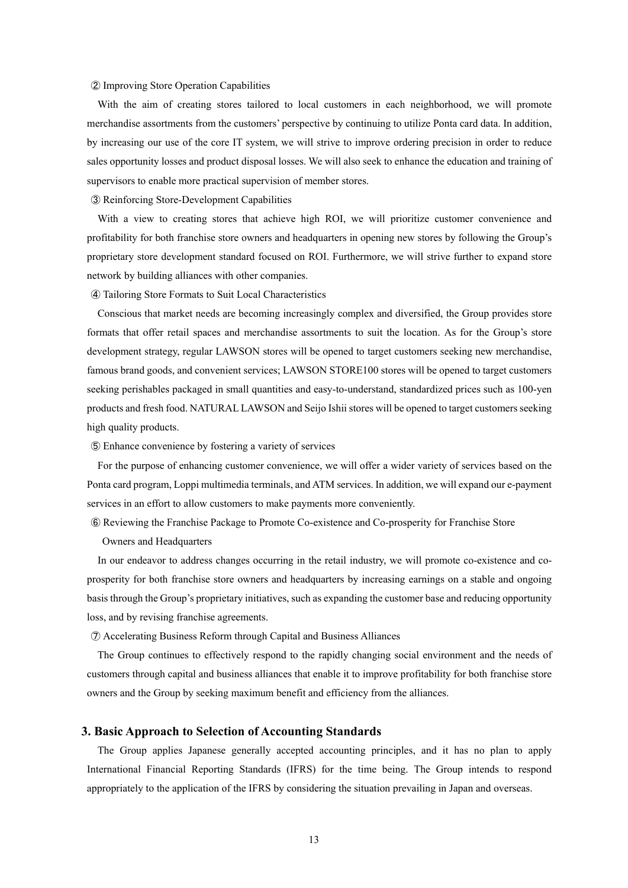② Improving Store Operation Capabilities

With the aim of creating stores tailored to local customers in each neighborhood, we will promote merchandise assortments from the customers' perspective by continuing to utilize Ponta card data. In addition, by increasing our use of the core IT system, we will strive to improve ordering precision in order to reduce sales opportunity losses and product disposal losses. We will also seek to enhance the education and training of supervisors to enable more practical supervision of member stores.

③ Reinforcing Store-Development Capabilities

With a view to creating stores that achieve high ROI, we will prioritize customer convenience and profitability for both franchise store owners and headquarters in opening new stores by following the Group's proprietary store development standard focused on ROI. Furthermore, we will strive further to expand store network by building alliances with other companies.

④ Tailoring Store Formats to Suit Local Characteristics

Conscious that market needs are becoming increasingly complex and diversified, the Group provides store formats that offer retail spaces and merchandise assortments to suit the location. As for the Group's store development strategy, regular LAWSON stores will be opened to target customers seeking new merchandise, famous brand goods, and convenient services; LAWSON STORE100 stores will be opened to target customers seeking perishables packaged in small quantities and easy-to-understand, standardized prices such as 100-yen products and fresh food. NATURAL LAWSON and Seijo Ishii stores will be opened to target customers seeking high quality products.

⑤ Enhance convenience by fostering a variety of services

For the purpose of enhancing customer convenience, we will offer a wider variety of services based on the Ponta card program, Loppi multimedia terminals, and ATM services. In addition, we will expand our e-payment services in an effort to allow customers to make payments more conveniently.

⑥ Reviewing the Franchise Package to Promote Co-existence and Co-prosperity for Franchise Store Owners and Headquarters

In our endeavor to address changes occurring in the retail industry, we will promote co-existence and co-prosperity for both franchise store owners and headquarters by increasing earnings on a stable and ongoing basis through the Group's proprietary initiatives, such as expanding the customer base and reducing opportunity loss, and by revising franchise agreements.

⑦ Accelerating Business Reform through Capital and Business Alliances

The Group continues to effectively respond to the rapidly changing social environment and the needs of customers through capital and business alliances that enable it to improve profitability for both franchise store owners and the Group by seeking maximum benefit and efficiency from the alliances.

### 3. Basic Approach to Selection of Accounting Standards

The Group applies Japanese generally accepted accounting principles, and it has no plan to apply International Financial Reporting Standards (IFRS) for the time being. The Group intends to respond appropriately to the application of the IFRS by considering the situation prevailing in Japan and overseas.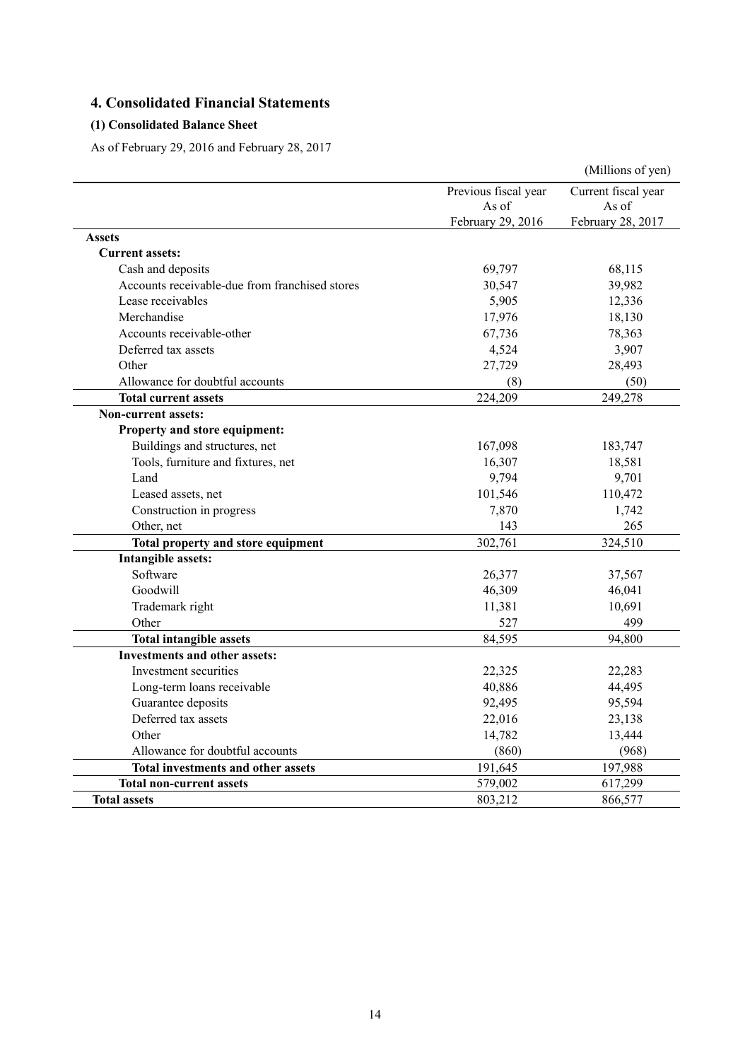## 4. Consolidated Financial Statements

### (1) Consolidated Balance Sheet

As of February 29, 2016 and February 28, 2017

(Millions of yen)

| | Previous fiscal year As of February 29, 2016 | Current fiscal year As of February 28, 2017 |
|---|---|---|
| **Assets** | | |
| **Current assets:** | | |
| Cash and deposits | 69,797 | 68,115 |
| Accounts receivable-due from franchised stores | 30,547 | 39,982 |
| Lease receivables | 5,905 | 12,336 |
| Merchandise | 17,976 | 18,130 |
| Accounts receivable-other | 67,736 | 78,363 |
| Deferred tax assets | 4,524 | 3,907 |
| Other | 27,729 | 28,493 |
| Allowance for doubtful accounts | (8) | (50) |
| **Total current assets** | 224,209 | 249,278 |
| **Non-current assets:** | | |
| **Property and store equipment:** | | |
| Buildings and structures, net | 167,098 | 183,747 |
| Tools, furniture and fixtures, net | 16,307 | 18,581 |
| Land | 9,794 | 9,701 |
| Leased assets, net | 101,546 | 110,472 |
| Construction in progress | 7,870 | 1,742 |
| Other, net | 143 | 265 |
| **Total property and store equipment** | 302,761 | 324,510 |
| **Intangible assets:** | | |
| Software | 26,377 | 37,567 |
| Goodwill | 46,309 | 46,041 |
| Trademark right | 11,381 | 10,691 |
| Other | 527 | 499 |
| **Total intangible assets** | 84,595 | 94,800 |
| **Investments and other assets:** | | |
| Investment securities | 22,325 | 22,283 |
| Long-term loans receivable | 40,886 | 44,495 |
| Guarantee deposits | 92,495 | 95,594 |
| Deferred tax assets | 22,016 | 23,138 |
| Other | 14,782 | 13,444 |
| Allowance for doubtful accounts | (860) | (968) |
| **Total investments and other assets** | 191,645 | 197,988 |
| **Total non-current assets** | 579,002 | 617,299 |
| **Total assets** | 803,212 | 866,577 |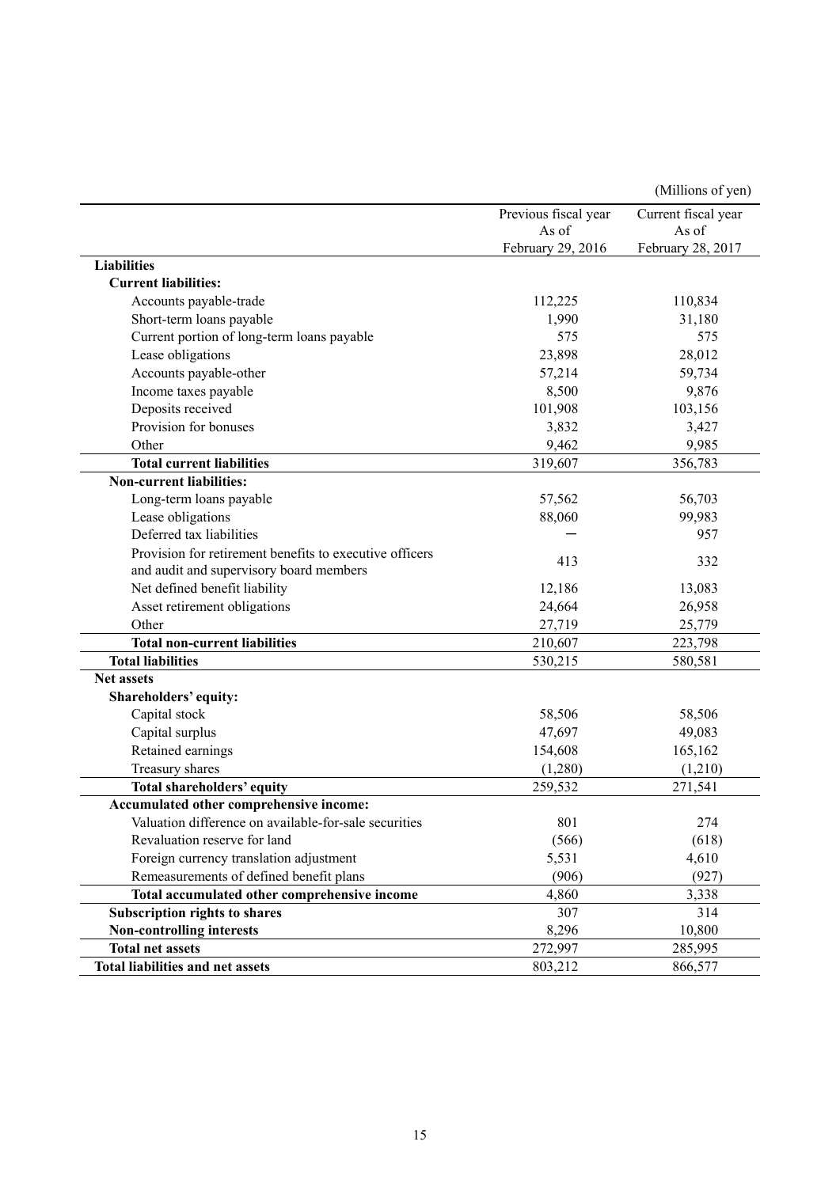(Millions of yen)

| | Previous fiscal year As of February 29, 2016 | Current fiscal year As of February 28, 2017 |
|---|---|---|
| **Liabilities** | | |
| **Current liabilities:** | | |
| Accounts payable-trade | 112,225 | 110,834 |
| Short-term loans payable | 1,990 | 31,180 |
| Current portion of long-term loans payable | 575 | 575 |
| Lease obligations | 23,898 | 28,012 |
| Accounts payable-other | 57,214 | 59,734 |
| Income taxes payable | 8,500 | 9,876 |
| Deposits received | 101,908 | 103,156 |
| Provision for bonuses | 3,832 | 3,427 |
| Other | 9,462 | 9,985 |
| **Total current liabilities** | 319,607 | 356,783 |
| **Non-current liabilities:** | | |
| Long-term loans payable | 57,562 | 56,703 |
| Lease obligations | 88,060 | 99,983 |
| Deferred tax liabilities | ― | 957 |
| Provision for retirement benefits to executive officers and audit and supervisory board members | 413 | 332 |
| Net defined benefit liability | 12,186 | 13,083 |
| Asset retirement obligations | 24,664 | 26,958 |
| Other | 27,719 | 25,779 |
| **Total non-current liabilities** | 210,607 | 223,798 |
| **Total liabilities** | 530,215 | 580,581 |
| **Net assets** | | |
| **Shareholders' equity:** | | |
| Capital stock | 58,506 | 58,506 |
| Capital surplus | 47,697 | 49,083 |
| Retained earnings | 154,608 | 165,162 |
| Treasury shares | (1,280) | (1,210) |
| **Total shareholders' equity** | 259,532 | 271,541 |
| **Accumulated other comprehensive income:** | | |
| Valuation difference on available-for-sale securities | 801 | 274 |
| Revaluation reserve for land | (566) | (618) |
| Foreign currency translation adjustment | 5,531 | 4,610 |
| Remeasurements of defined benefit plans | (906) | (927) |
| **Total accumulated other comprehensive income** | 4,860 | 3,338 |
| **Subscription rights to shares** | 307 | 314 |
| **Non-controlling interests** | 8,296 | 10,800 |
| **Total net assets** | 272,997 | 285,995 |
| **Total liabilities and net assets** | 803,212 | 866,577 |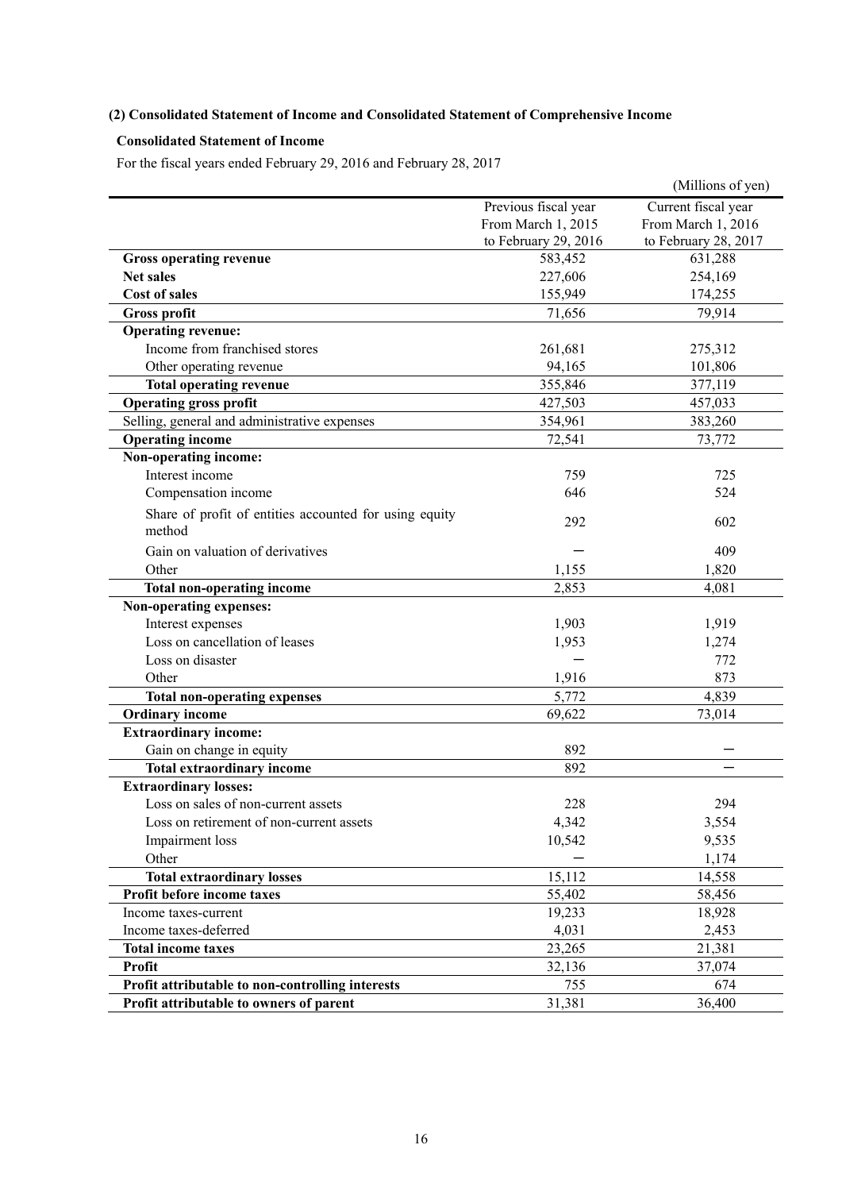### (2) Consolidated Statement of Income and Consolidated Statement of Comprehensive Income

#### Consolidated Statement of Income

For the fiscal years ended February 29, 2016 and February 28, 2017

(Millions of yen)

| | Previous fiscal year From March 1, 2015 to February 29, 2016 | Current fiscal year From March 1, 2016 to February 28, 2017 |
|---|---|---|
| **Gross operating revenue** | 583,452 | 631,288 |
| **Net sales** | 227,606 | 254,169 |
| **Cost of sales** | 155,949 | 174,255 |
| **Gross profit** | 71,656 | 79,914 |
| **Operating revenue:** | | |
| Income from franchised stores | 261,681 | 275,312 |
| Other operating revenue | 94,165 | 101,806 |
| **Total operating revenue** | 355,846 | 377,119 |
| **Operating gross profit** | 427,503 | 457,033 |
| Selling, general and administrative expenses | 354,961 | 383,260 |
| **Operating income** | 72,541 | 73,772 |
| **Non-operating income:** | | |
| Interest income | 759 | 725 |
| Compensation income | 646 | 524 |
| Share of profit of entities accounted for using equity method | 292 | 602 |
| Gain on valuation of derivatives | － | 409 |
| Other | 1,155 | 1,820 |
| **Total non-operating income** | 2,853 | 4,081 |
| **Non-operating expenses:** | | |
| Interest expenses | 1,903 | 1,919 |
| Loss on cancellation of leases | 1,953 | 1,274 |
| Loss on disaster | － | 772 |
| Other | 1,916 | 873 |
| **Total non-operating expenses** | 5,772 | 4,839 |
| **Ordinary income** | 69,622 | 73,014 |
| **Extraordinary income:** | | |
| Gain on change in equity | 892 | － |
| **Total extraordinary income** | 892 | － |
| **Extraordinary losses:** | | |
| Loss on sales of non-current assets | 228 | 294 |
| Loss on retirement of non-current assets | 4,342 | 3,554 |
| Impairment loss | 10,542 | 9,535 |
| Other | － | 1,174 |
| **Total extraordinary losses** | 15,112 | 14,558 |
| **Profit before income taxes** | 55,402 | 58,456 |
| Income taxes-current | 19,233 | 18,928 |
| Income taxes-deferred | 4,031 | 2,453 |
| **Total income taxes** | 23,265 | 21,381 |
| **Profit** | 32,136 | 37,074 |
| **Profit attributable to non-controlling interests** | 755 | 674 |
| **Profit attributable to owners of parent** | 31,381 | 36,400 |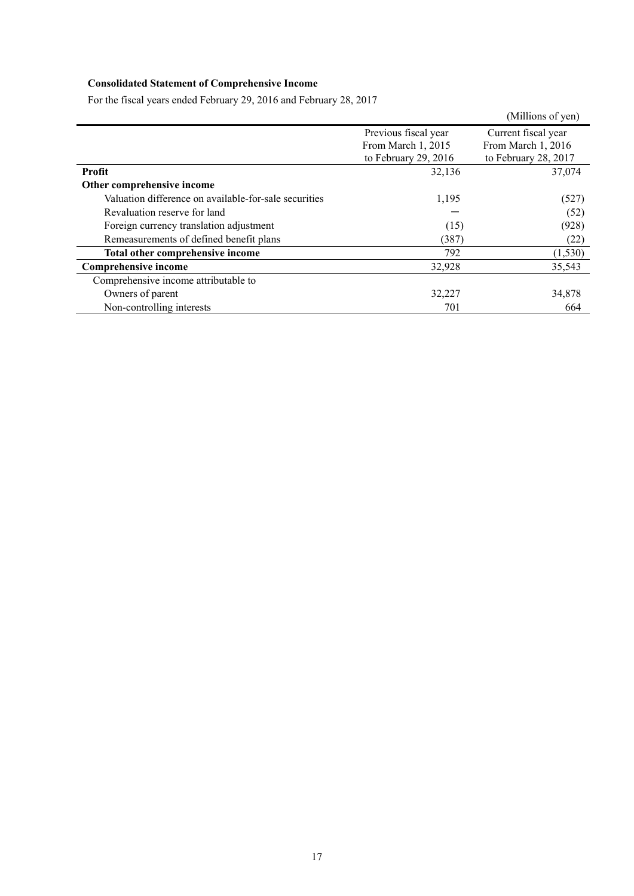**Consolidated Statement of Comprehensive Income**

For the fiscal years ended February 29, 2016 and February 28, 2017

(Millions of yen)

| | Previous fiscal year From March 1, 2015 to February 29, 2016 | Current fiscal year From March 1, 2016 to February 28, 2017 |
|---|---|---|
| **Profit** | 32,136 | 37,074 |
| **Other comprehensive income** | | |
| Valuation difference on available-for-sale securities | 1,195 | (527) |
| Revaluation reserve for land | ― | (52) |
| Foreign currency translation adjustment | (15) | (928) |
| Remeasurements of defined benefit plans | (387) | (22) |
| **Total other comprehensive income** | 792 | (1,530) |
| **Comprehensive income** | 32,928 | 35,543 |
| Comprehensive income attributable to | | |
| Owners of parent | 32,227 | 34,878 |
| Non-controlling interests | 701 | 664 |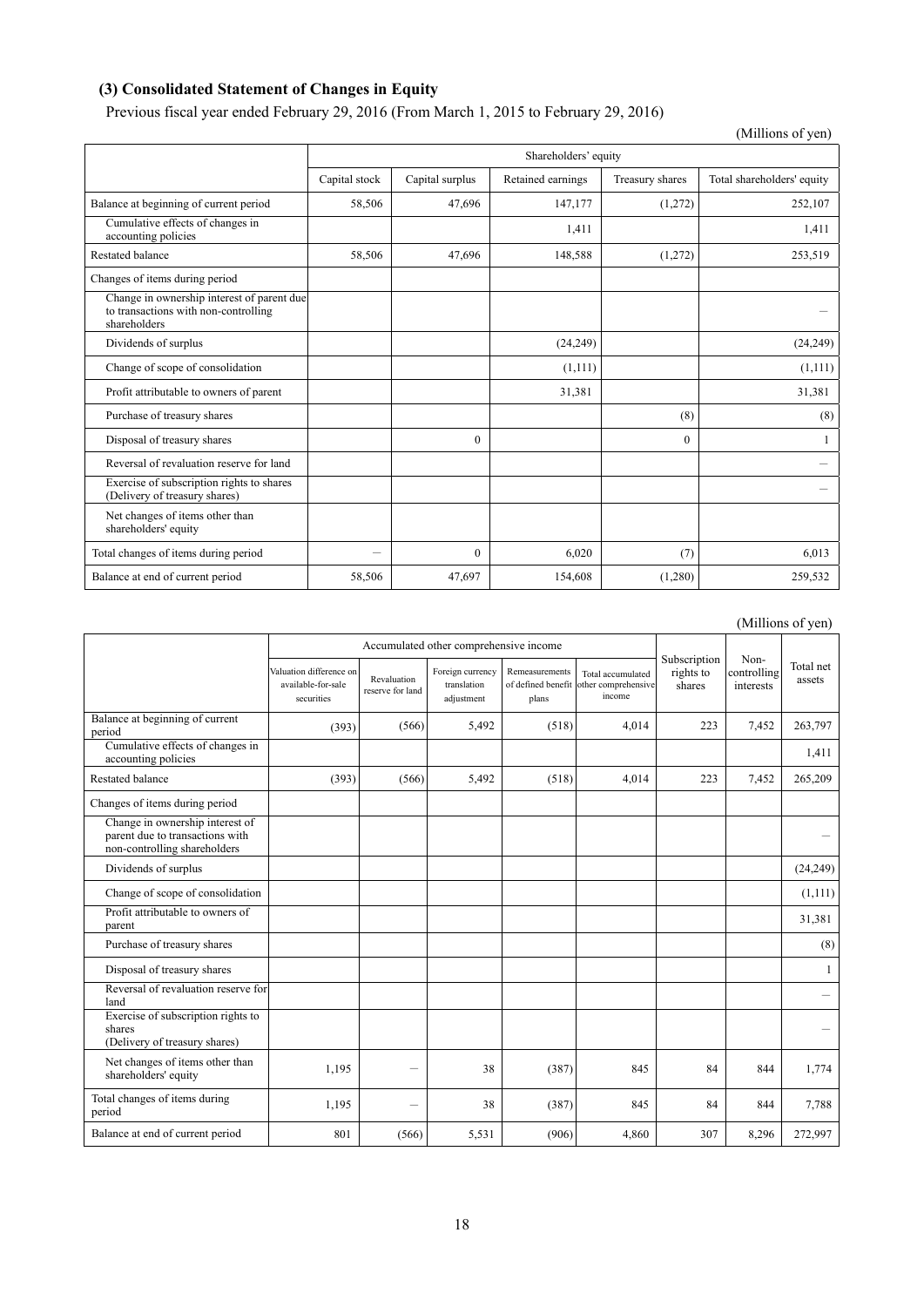### (3) Consolidated Statement of Changes in Equity

Previous fiscal year ended February 29, 2016 (From March 1, 2015 to February 29, 2016)

(Millions of yen)

| | Shareholders' equity | | | | |
|---|---|---|---|---|---|
| | Capital stock | Capital surplus | Retained earnings | Treasury shares | Total shareholders' equity |
| Balance at beginning of current period | 58,506 | 47,696 | 147,177 | (1,272) | 252,107 |
| Cumulative effects of changes in accounting policies | | | 1,411 | | 1,411 |
| Restated balance | 58,506 | 47,696 | 148,588 | (1,272) | 253,519 |
| Changes of items during period | | | | | |
| Change in ownership interest of parent due to transactions with non-controlling shareholders | | | | | － |
| Dividends of surplus | | | (24,249) | | (24,249) |
| Change of scope of consolidation | | | (1,111) | | (1,111) |
| Profit attributable to owners of parent | | | 31,381 | | 31,381 |
| Purchase of treasury shares | | | | (8) | (8) |
| Disposal of treasury shares | | 0 | | 0 | 1 |
| Reversal of revaluation reserve for land | | | | | － |
| Exercise of subscription rights to shares (Delivery of treasury shares) | | | | | － |
| Net changes of items other than shareholders' equity | | | | | |
| Total changes of items during period | － | 0 | 6,020 | (7) | 6,013 |
| Balance at end of current period | 58,506 | 47,697 | 154,608 | (1,280) | 259,532 |

(Millions of yen)

| | Accumulated other comprehensive income | | | | | Subscription rights to shares | Non-controlling interests | Total net assets |
|---|---|---|---|---|---|---|---|---|
| | Valuation difference on available-for-sale securities | Revaluation reserve for land | Foreign currency translation adjustment | Remeasurements of defined benefit plans | Total accumulated other comprehensive income | | | |
| Balance at beginning of current period | (393) | (566) | 5,492 | (518) | 4,014 | 223 | 7,452 | 263,797 |
| Cumulative effects of changes in accounting policies | | | | | | | | 1,411 |
| Restated balance | (393) | (566) | 5,492 | (518) | 4,014 | 223 | 7,452 | 265,209 |
| Changes of items during period | | | | | | | | |
| Change in ownership interest of parent due to transactions with non-controlling shareholders | | | | | | | | － |
| Dividends of surplus | | | | | | | | (24,249) |
| Change of scope of consolidation | | | | | | | | (1,111) |
| Profit attributable to owners of parent | | | | | | | | 31,381 |
| Purchase of treasury shares | | | | | | | | (8) |
| Disposal of treasury shares | | | | | | | | 1 |
| Reversal of revaluation reserve for land | | | | | | | | － |
| Exercise of subscription rights to shares (Delivery of treasury shares) | | | | | | | | － |
| Net changes of items other than shareholders' equity | 1,195 | － | 38 | (387) | 845 | 84 | 844 | 1,774 |
| Total changes of items during period | 1,195 | － | 38 | (387) | 845 | 84 | 844 | 7,788 |
| Balance at end of current period | 801 | (566) | 5,531 | (906) | 4,860 | 307 | 8,296 | 272,997 |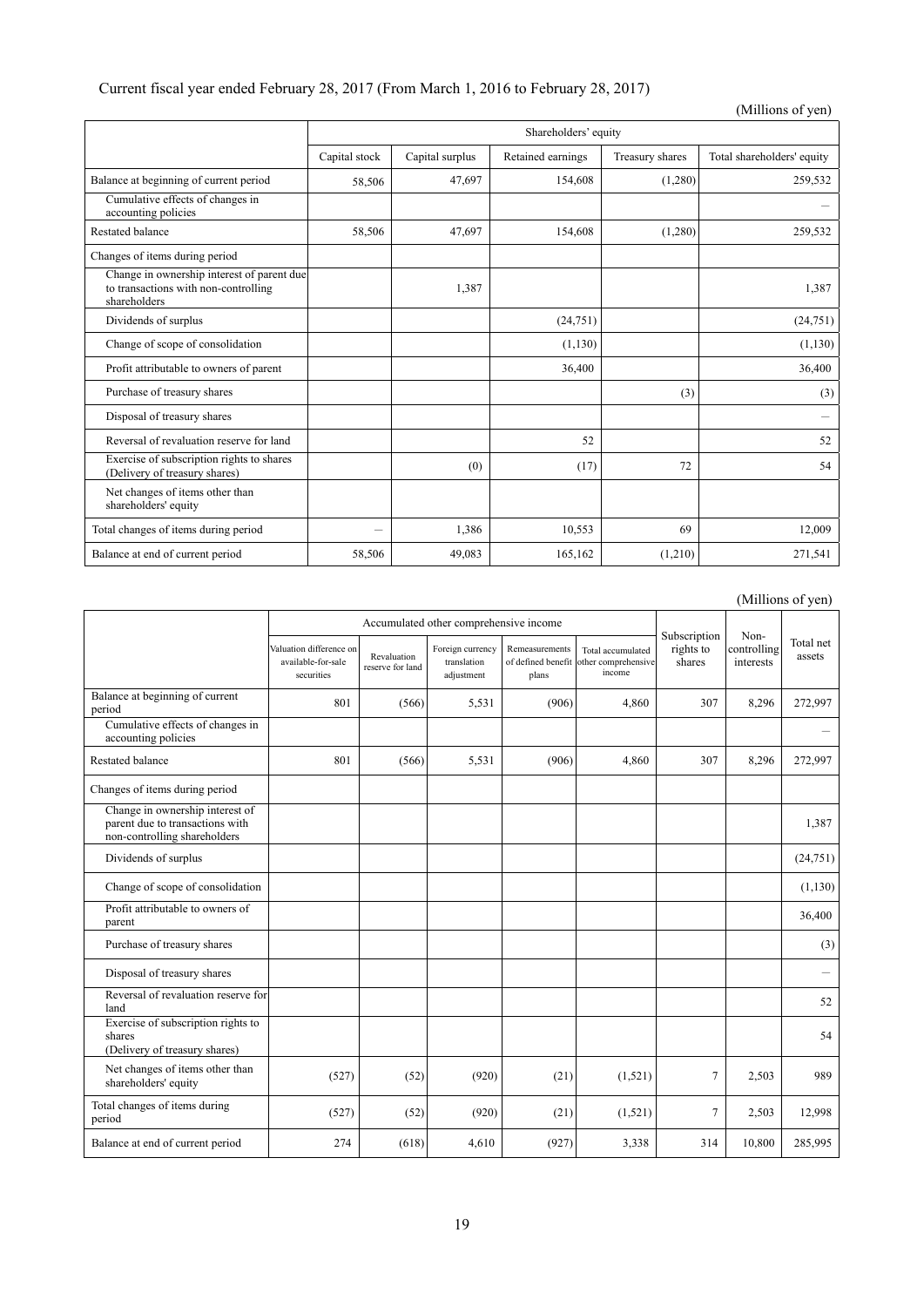Current fiscal year ended February 28, 2017 (From March 1, 2016 to February 28, 2017)

(Millions of yen)

| | Shareholders' equity | | | | |
|---|---|---|---|---|---|
| | Capital stock | Capital surplus | Retained earnings | Treasury shares | Total shareholders' equity |
| Balance at beginning of current period | 58,506 | 47,697 | 154,608 | (1,280) | 259,532 |
| Cumulative effects of changes in accounting policies | | | | | – |
| Restated balance | 58,506 | 47,697 | 154,608 | (1,280) | 259,532 |
| Changes of items during period | | | | | |
| Change in ownership interest of parent due to transactions with non-controlling shareholders | | 1,387 | | | 1,387 |
| Dividends of surplus | | | (24,751) | | (24,751) |
| Change of scope of consolidation | | | (1,130) | | (1,130) |
| Profit attributable to owners of parent | | | 36,400 | | 36,400 |
| Purchase of treasury shares | | | | (3) | (3) |
| Disposal of treasury shares | | | | | – |
| Reversal of revaluation reserve for land | | | 52 | | 52 |
| Exercise of subscription rights to shares (Delivery of treasury shares) | | (0) | (17) | 72 | 54 |
| Net changes of items other than shareholders' equity | | | | | |
| Total changes of items during period | – | 1,386 | 10,553 | 69 | 12,009 |
| Balance at end of current period | 58,506 | 49,083 | 165,162 | (1,210) | 271,541 |

(Millions of yen)

| | Accumulated other comprehensive income | | | | | Subscription rights to shares | Non-controlling interests | Total net assets |
|---|---|---|---|---|---|---|---|---|
| | Valuation difference on available-for-sale securities | Revaluation reserve for land | Foreign currency translation adjustment | Remeasurements of defined benefit plans | Total accumulated other comprehensive income | | | |
| Balance at beginning of current period | 801 | (566) | 5,531 | (906) | 4,860 | 307 | 8,296 | 272,997 |
| Cumulative effects of changes in accounting policies | | | | | | | | – |
| Restated balance | 801 | (566) | 5,531 | (906) | 4,860 | 307 | 8,296 | 272,997 |
| Changes of items during period | | | | | | | | |
| Change in ownership interest of parent due to transactions with non-controlling shareholders | | | | | | | | 1,387 |
| Dividends of surplus | | | | | | | | (24,751) |
| Change of scope of consolidation | | | | | | | | (1,130) |
| Profit attributable to owners of parent | | | | | | | | 36,400 |
| Purchase of treasury shares | | | | | | | | (3) |
| Disposal of treasury shares | | | | | | | | – |
| Reversal of revaluation reserve for land | | | | | | | | 52 |
| Exercise of subscription rights to shares (Delivery of treasury shares) | | | | | | | | 54 |
| Net changes of items other than shareholders' equity | (527) | (52) | (920) | (21) | (1,521) | 7 | 2,503 | 989 |
| Total changes of items during period | (527) | (52) | (920) | (21) | (1,521) | 7 | 2,503 | 12,998 |
| Balance at end of current period | 274 | (618) | 4,610 | (927) | 3,338 | 314 | 10,800 | 285,995 |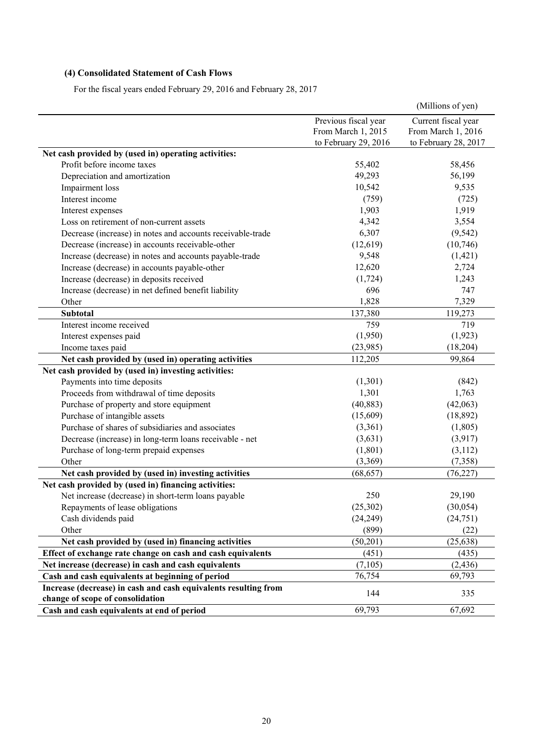### (4) Consolidated Statement of Cash Flows

For the fiscal years ended February 29, 2016 and February 28, 2017

(Millions of yen)

| | Previous fiscal year From March 1, 2015 to February 29, 2016 | Current fiscal year From March 1, 2016 to February 28, 2017 |
|---|---|---|
| **Net cash provided by (used in) operating activities:** | | |
| Profit before income taxes | 55,402 | 58,456 |
| Depreciation and amortization | 49,293 | 56,199 |
| Impairment loss | 10,542 | 9,535 |
| Interest income | (759) | (725) |
| Interest expenses | 1,903 | 1,919 |
| Loss on retirement of non-current assets | 4,342 | 3,554 |
| Decrease (increase) in notes and accounts receivable-trade | 6,307 | (9,542) |
| Decrease (increase) in accounts receivable-other | (12,619) | (10,746) |
| Increase (decrease) in notes and accounts payable-trade | 9,548 | (1,421) |
| Increase (decrease) in accounts payable-other | 12,620 | 2,724 |
| Increase (decrease) in deposits received | (1,724) | 1,243 |
| Increase (decrease) in net defined benefit liability | 696 | 747 |
| Other | 1,828 | 7,329 |
| **Subtotal** | 137,380 | 119,273 |
| Interest income received | 759 | 719 |
| Interest expenses paid | (1,950) | (1,923) |
| Income taxes paid | (23,985) | (18,204) |
| **Net cash provided by (used in) operating activities** | 112,205 | 99,864 |
| **Net cash provided by (used in) investing activities:** | | |
| Payments into time deposits | (1,301) | (842) |
| Proceeds from withdrawal of time deposits | 1,301 | 1,763 |
| Purchase of property and store equipment | (40,883) | (42,063) |
| Purchase of intangible assets | (15,609) | (18,892) |
| Purchase of shares of subsidiaries and associates | (3,361) | (1,805) |
| Decrease (increase) in long-term loans receivable - net | (3,631) | (3,917) |
| Purchase of long-term prepaid expenses | (1,801) | (3,112) |
| Other | (3,369) | (7,358) |
| **Net cash provided by (used in) investing activities** | (68,657) | (76,227) |
| **Net cash provided by (used in) financing activities:** | | |
| Net increase (decrease) in short-term loans payable | 250 | 29,190 |
| Repayments of lease obligations | (25,302) | (30,054) |
| Cash dividends paid | (24,249) | (24,751) |
| Other | (899) | (22) |
| **Net cash provided by (used in) financing activities** | (50,201) | (25,638) |
| **Effect of exchange rate change on cash and cash equivalents** | (451) | (435) |
| **Net increase (decrease) in cash and cash equivalents** | (7,105) | (2,436) |
| **Cash and cash equivalents at beginning of period** | 76,754 | 69,793 |
| **Increase (decrease) in cash and cash equivalents resulting from change of scope of consolidation** | 144 | 335 |
| **Cash and cash equivalents at end of period** | 69,793 | 67,692 |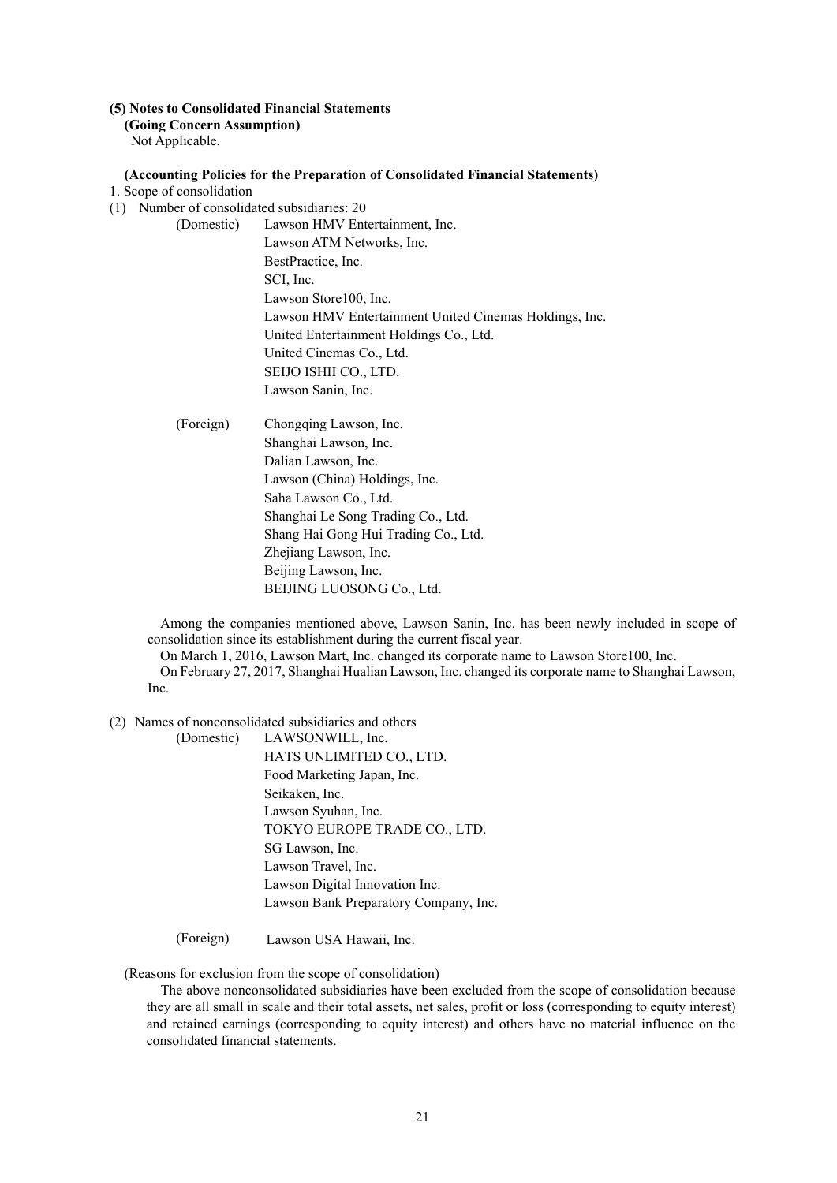**(5) Notes to Consolidated Financial Statements**

**(Going Concern Assumption)**

Not Applicable.

**(Accounting Policies for the Preparation of Consolidated Financial Statements)**

1. Scope of consolidation

(1) Number of consolidated subsidiaries: 20

(Domestic)
- Lawson HMV Entertainment, Inc.
- Lawson ATM Networks, Inc.
- BestPractice, Inc.
- SCI, Inc.
- Lawson Store100, Inc.
- Lawson HMV Entertainment United Cinemas Holdings, Inc.
- United Entertainment Holdings Co., Ltd.
- United Cinemas Co., Ltd.
- SEIJO ISHII CO., LTD.
- Lawson Sanin, Inc.

(Foreign)
- Chongqing Lawson, Inc.
- Shanghai Lawson, Inc.
- Dalian Lawson, Inc.
- Lawson (China) Holdings, Inc.
- Saha Lawson Co., Ltd.
- Shanghai Le Song Trading Co., Ltd.
- Shang Hai Gong Hui Trading Co., Ltd.
- Zhejiang Lawson, Inc.
- Beijing Lawson, Inc.
- BEIJING LUOSONG Co., Ltd.

Among the companies mentioned above, Lawson Sanin, Inc. has been newly included in scope of consolidation since its establishment during the current fiscal year.

On March 1, 2016, Lawson Mart, Inc. changed its corporate name to Lawson Store100, Inc.

On February 27, 2017, Shanghai Hualian Lawson, Inc. changed its corporate name to Shanghai Lawson, Inc.

(2) Names of nonconsolidated subsidiaries and others

(Domestic)
- LAWSONWILL, Inc.
- HATS UNLIMITED CO., LTD.
- Food Marketing Japan, Inc.
- Seikaken, Inc.
- Lawson Syuhan, Inc.
- TOKYO EUROPE TRADE CO., LTD.
- SG Lawson, Inc.
- Lawson Travel, Inc.
- Lawson Digital Innovation Inc.
- Lawson Bank Preparatory Company, Inc.

(Foreign)
- Lawson USA Hawaii, Inc.

(Reasons for exclusion from the scope of consolidation)

The above nonconsolidated subsidiaries have been excluded from the scope of consolidation because they are all small in scale and their total assets, net sales, profit or loss (corresponding to equity interest) and retained earnings (corresponding to equity interest) and others have no material influence on the consolidated financial statements.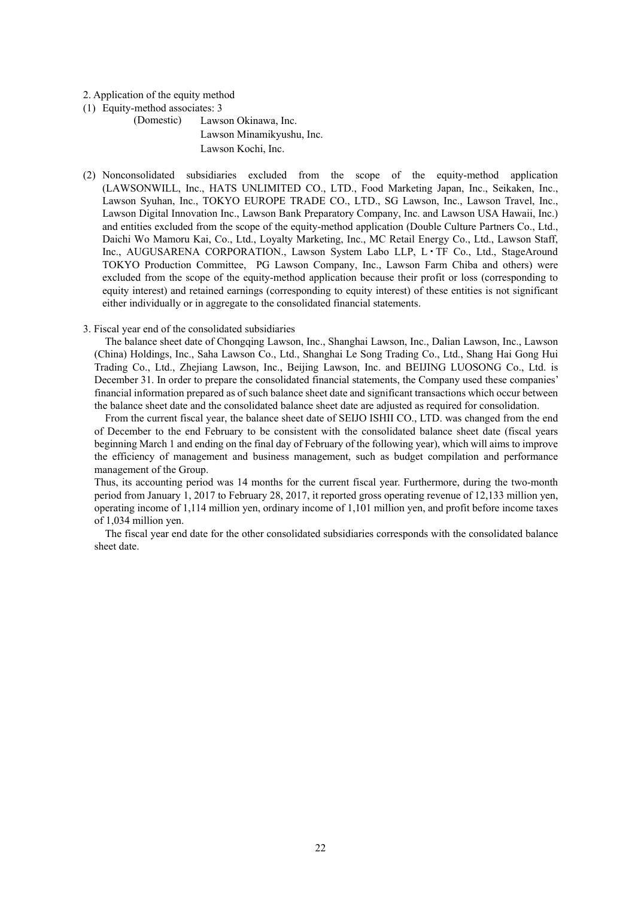2. Application of the equity method

(1) Equity-method associates: 3

(Domestic) Lawson Okinawa, Inc.
Lawson Minamikyushu, Inc.
Lawson Kochi, Inc.

(2) Nonconsolidated subsidiaries excluded from the scope of the equity-method application (LAWSONWILL, Inc., HATS UNLIMITED CO., LTD., Food Marketing Japan, Inc., Seikaken, Inc., Lawson Syuhan, Inc., TOKYO EUROPE TRADE CO., LTD., SG Lawson, Inc., Lawson Travel, Inc., Lawson Digital Innovation Inc., Lawson Bank Preparatory Company, Inc. and Lawson USA Hawaii, Inc.) and entities excluded from the scope of the equity-method application (Double Culture Partners Co., Ltd., Daichi Wo Mamoru Kai, Co., Ltd., Loyalty Marketing, Inc., MC Retail Energy Co., Ltd., Lawson Staff, Inc., AUGUSARENA CORPORATION., Lawson System Labo LLP, L・TF Co., Ltd., StageAround TOKYO Production Committee, PG Lawson Company, Inc., Lawson Farm Chiba and others) were excluded from the scope of the equity-method application because their profit or loss (corresponding to equity interest) and retained earnings (corresponding to equity interest) of these entities is not significant either individually or in aggregate to the consolidated financial statements.

3. Fiscal year end of the consolidated subsidiaries

The balance sheet date of Chongqing Lawson, Inc., Shanghai Lawson, Inc., Dalian Lawson, Inc., Lawson (China) Holdings, Inc., Saha Lawson Co., Ltd., Shanghai Le Song Trading Co., Ltd., Shang Hai Gong Hui Trading Co., Ltd., Zhejiang Lawson, Inc., Beijing Lawson, Inc. and BEIJING LUOSONG Co., Ltd. is December 31. In order to prepare the consolidated financial statements, the Company used these companies' financial information prepared as of such balance sheet date and significant transactions which occur between the balance sheet date and the consolidated balance sheet date are adjusted as required for consolidation.

From the current fiscal year, the balance sheet date of SEIJO ISHII CO., LTD. was changed from the end of December to the end February to be consistent with the consolidated balance sheet date (fiscal years beginning March 1 and ending on the final day of February of the following year), which will aims to improve the efficiency of management and business management, such as budget compilation and performance management of the Group.

Thus, its accounting period was 14 months for the current fiscal year. Furthermore, during the two-month period from January 1, 2017 to February 28, 2017, it reported gross operating revenue of 12,133 million yen, operating income of 1,114 million yen, ordinary income of 1,101 million yen, and profit before income taxes of 1,034 million yen.

The fiscal year end date for the other consolidated subsidiaries corresponds with the consolidated balance sheet date.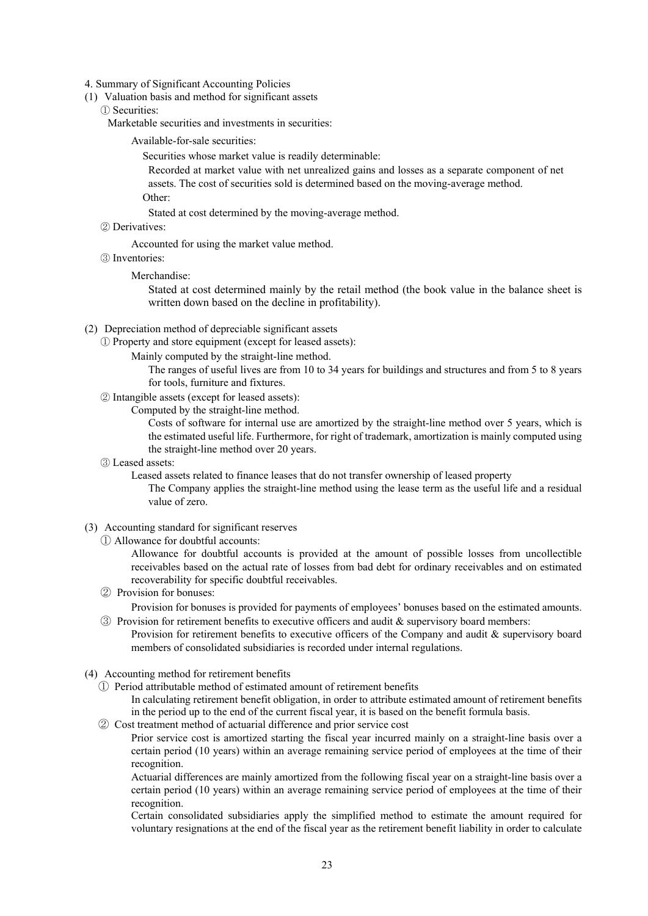4. Summary of Significant Accounting Policies

(1) Valuation basis and method for significant assets

① Securities:

Marketable securities and investments in securities:

Available-for-sale securities:

Securities whose market value is readily determinable:

Recorded at market value with net unrealized gains and losses as a separate component of net assets. The cost of securities sold is determined based on the moving-average method.

Other:

Stated at cost determined by the moving-average method.

② Derivatives:

Accounted for using the market value method.

③ Inventories:

Merchandise:

Stated at cost determined mainly by the retail method (the book value in the balance sheet is written down based on the decline in profitability).

(2) Depreciation method of depreciable significant assets

① Property and store equipment (except for leased assets):

Mainly computed by the straight-line method.

The ranges of useful lives are from 10 to 34 years for buildings and structures and from 5 to 8 years for tools, furniture and fixtures.

② Intangible assets (except for leased assets):

Computed by the straight-line method.

Costs of software for internal use are amortized by the straight-line method over 5 years, which is the estimated useful life. Furthermore, for right of trademark, amortization is mainly computed using the straight-line method over 20 years.

③ Leased assets:

Leased assets related to finance leases that do not transfer ownership of leased property

The Company applies the straight-line method using the lease term as the useful life and a residual value of zero.

(3) Accounting standard for significant reserves

① Allowance for doubtful accounts:

Allowance for doubtful accounts is provided at the amount of possible losses from uncollectible receivables based on the actual rate of losses from bad debt for ordinary receivables and on estimated recoverability for specific doubtful receivables.

② Provision for bonuses:

Provision for bonuses is provided for payments of employees' bonuses based on the estimated amounts.

③ Provision for retirement benefits to executive officers and audit & supervisory board members:

Provision for retirement benefits to executive officers of the Company and audit & supervisory board members of consolidated subsidiaries is recorded under internal regulations.

(4) Accounting method for retirement benefits

① Period attributable method of estimated amount of retirement benefits

In calculating retirement benefit obligation, in order to attribute estimated amount of retirement benefits in the period up to the end of the current fiscal year, it is based on the benefit formula basis.

② Cost treatment method of actuarial difference and prior service cost

Prior service cost is amortized starting the fiscal year incurred mainly on a straight-line basis over a certain period (10 years) within an average remaining service period of employees at the time of their recognition.

Actuarial differences are mainly amortized from the following fiscal year on a straight-line basis over a certain period (10 years) within an average remaining service period of employees at the time of their recognition.

Certain consolidated subsidiaries apply the simplified method to estimate the amount required for voluntary resignations at the end of the fiscal year as the retirement benefit liability in order to calculate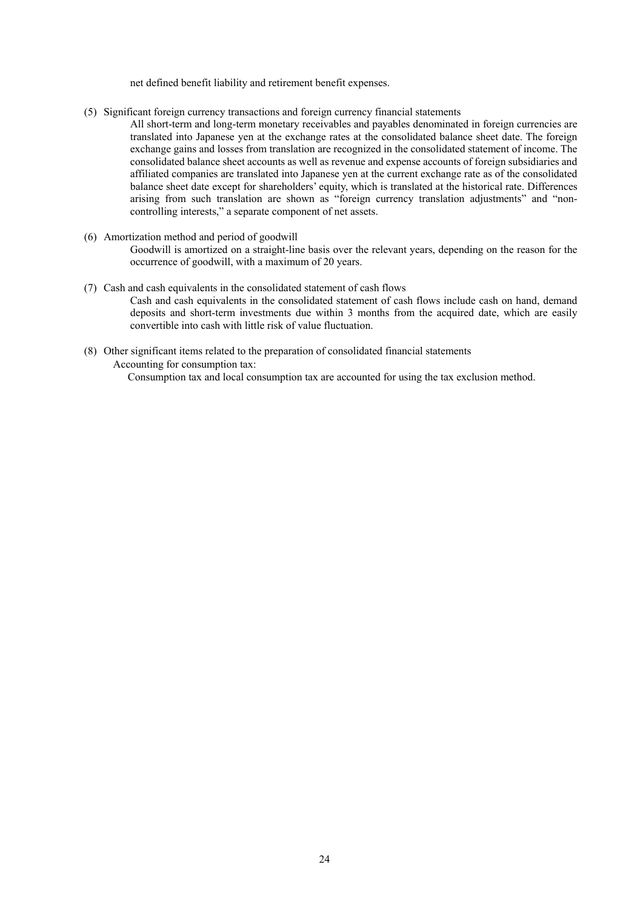net defined benefit liability and retirement benefit expenses.

(5) Significant foreign currency transactions and foreign currency financial statements

All short-term and long-term monetary receivables and payables denominated in foreign currencies are translated into Japanese yen at the exchange rates at the consolidated balance sheet date. The foreign exchange gains and losses from translation are recognized in the consolidated statement of income. The consolidated balance sheet accounts as well as revenue and expense accounts of foreign subsidiaries and affiliated companies are translated into Japanese yen at the current exchange rate as of the consolidated balance sheet date except for shareholders' equity, which is translated at the historical rate. Differences arising from such translation are shown as "foreign currency translation adjustments" and "non-controlling interests," a separate component of net assets.

(6) Amortization method and period of goodwill

Goodwill is amortized on a straight-line basis over the relevant years, depending on the reason for the occurrence of goodwill, with a maximum of 20 years.

(7) Cash and cash equivalents in the consolidated statement of cash flows

Cash and cash equivalents in the consolidated statement of cash flows include cash on hand, demand deposits and short-term investments due within 3 months from the acquired date, which are easily convertible into cash with little risk of value fluctuation.

(8) Other significant items related to the preparation of consolidated financial statements

Accounting for consumption tax:

Consumption tax and local consumption tax are accounted for using the tax exclusion method.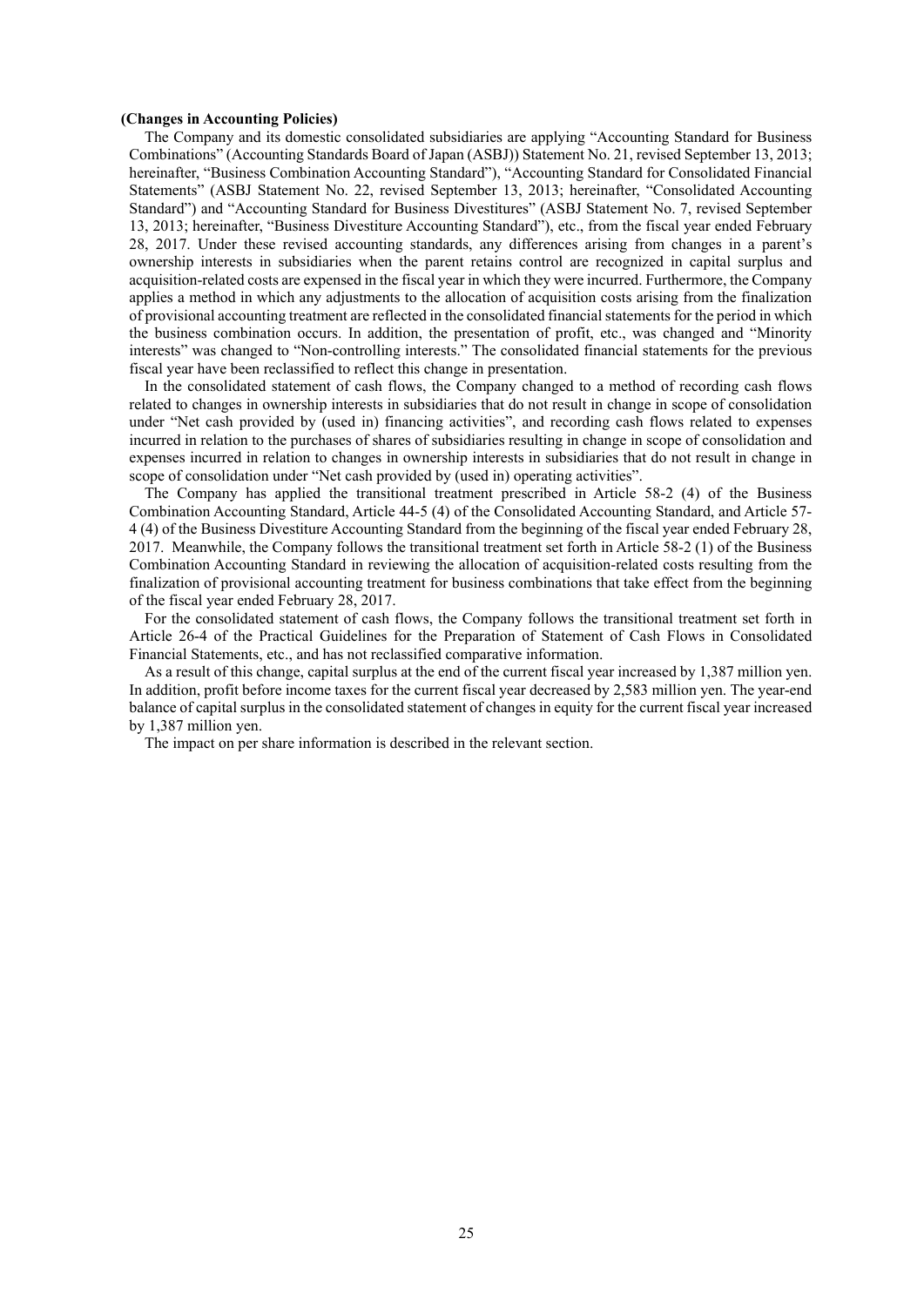**(Changes in Accounting Policies)**

The Company and its domestic consolidated subsidiaries are applying "Accounting Standard for Business Combinations" (Accounting Standards Board of Japan (ASBJ)) Statement No. 21, revised September 13, 2013; hereinafter, "Business Combination Accounting Standard"), "Accounting Standard for Consolidated Financial Statements" (ASBJ Statement No. 22, revised September 13, 2013; hereinafter, "Consolidated Accounting Standard") and "Accounting Standard for Business Divestitures" (ASBJ Statement No. 7, revised September 13, 2013; hereinafter, "Business Divestiture Accounting Standard"), etc., from the fiscal year ended February 28, 2017. Under these revised accounting standards, any differences arising from changes in a parent's ownership interests in subsidiaries when the parent retains control are recognized in capital surplus and acquisition-related costs are expensed in the fiscal year in which they were incurred. Furthermore, the Company applies a method in which any adjustments to the allocation of acquisition costs arising from the finalization of provisional accounting treatment are reflected in the consolidated financial statements for the period in which the business combination occurs. In addition, the presentation of profit, etc., was changed and "Minority interests" was changed to "Non-controlling interests." The consolidated financial statements for the previous fiscal year have been reclassified to reflect this change in presentation.

In the consolidated statement of cash flows, the Company changed to a method of recording cash flows related to changes in ownership interests in subsidiaries that do not result in change in scope of consolidation under "Net cash provided by (used in) financing activities", and recording cash flows related to expenses incurred in relation to the purchases of shares of subsidiaries resulting in change in scope of consolidation and expenses incurred in relation to changes in ownership interests in subsidiaries that do not result in change in scope of consolidation under "Net cash provided by (used in) operating activities".

The Company has applied the transitional treatment prescribed in Article 58-2 (4) of the Business Combination Accounting Standard, Article 44-5 (4) of the Consolidated Accounting Standard, and Article 57-4 (4) of the Business Divestiture Accounting Standard from the beginning of the fiscal year ended February 28, 2017. Meanwhile, the Company follows the transitional treatment set forth in Article 58-2 (1) of the Business Combination Accounting Standard in reviewing the allocation of acquisition-related costs resulting from the finalization of provisional accounting treatment for business combinations that take effect from the beginning of the fiscal year ended February 28, 2017.

For the consolidated statement of cash flows, the Company follows the transitional treatment set forth in Article 26-4 of the Practical Guidelines for the Preparation of Statement of Cash Flows in Consolidated Financial Statements, etc., and has not reclassified comparative information.

As a result of this change, capital surplus at the end of the current fiscal year increased by 1,387 million yen. In addition, profit before income taxes for the current fiscal year decreased by 2,583 million yen. The year-end balance of capital surplus in the consolidated statement of changes in equity for the current fiscal year increased by 1,387 million yen.

The impact on per share information is described in the relevant section.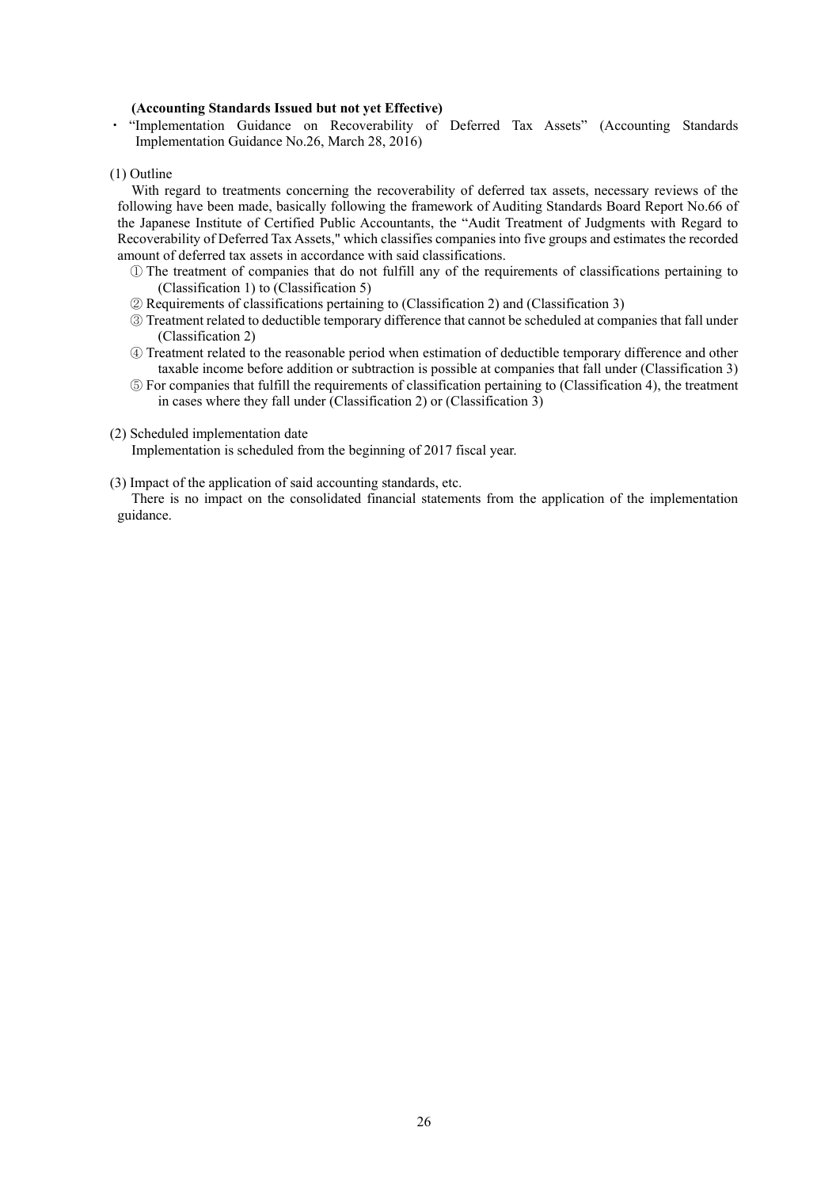**(Accounting Standards Issued but not yet Effective)**

・ "Implementation Guidance on Recoverability of Deferred Tax Assets" (Accounting Standards Implementation Guidance No.26, March 28, 2016)

(1) Outline

With regard to treatments concerning the recoverability of deferred tax assets, necessary reviews of the following have been made, basically following the framework of Auditing Standards Board Report No.66 of the Japanese Institute of Certified Public Accountants, the "Audit Treatment of Judgments with Regard to Recoverability of Deferred Tax Assets," which classifies companies into five groups and estimates the recorded amount of deferred tax assets in accordance with said classifications.

① The treatment of companies that do not fulfill any of the requirements of classifications pertaining to (Classification 1) to (Classification 5)

② Requirements of classifications pertaining to (Classification 2) and (Classification 3)

③ Treatment related to deductible temporary difference that cannot be scheduled at companies that fall under (Classification 2)

④ Treatment related to the reasonable period when estimation of deductible temporary difference and other taxable income before addition or subtraction is possible at companies that fall under (Classification 3)

⑤ For companies that fulfill the requirements of classification pertaining to (Classification 4), the treatment in cases where they fall under (Classification 2) or (Classification 3)

(2) Scheduled implementation date

Implementation is scheduled from the beginning of 2017 fiscal year.

(3) Impact of the application of said accounting standards, etc.

There is no impact on the consolidated financial statements from the application of the implementation guidance.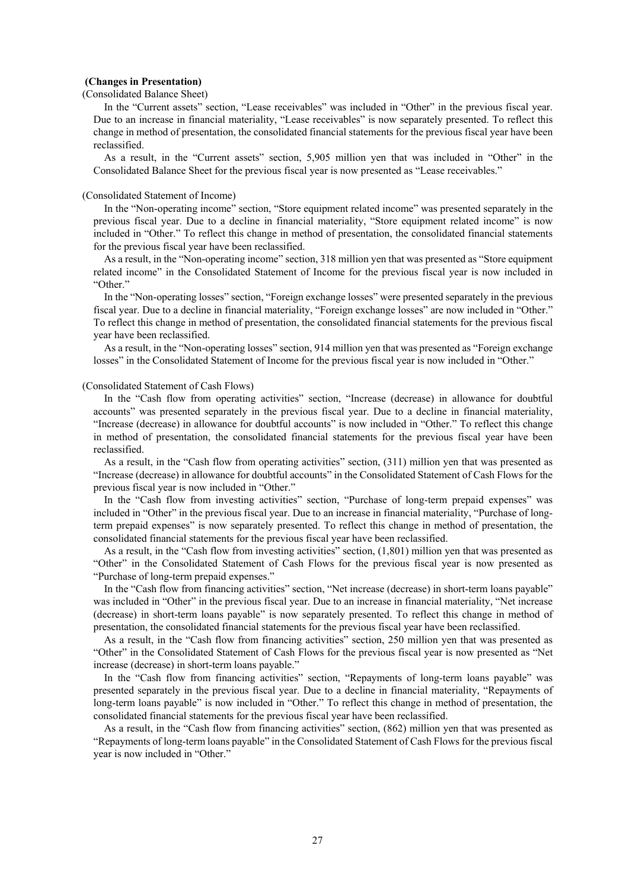**(Changes in Presentation)**

(Consolidated Balance Sheet)

In the "Current assets" section, "Lease receivables" was included in "Other" in the previous fiscal year. Due to an increase in financial materiality, "Lease receivables" is now separately presented. To reflect this change in method of presentation, the consolidated financial statements for the previous fiscal year have been reclassified.

As a result, in the "Current assets" section, 5,905 million yen that was included in "Other" in the Consolidated Balance Sheet for the previous fiscal year is now presented as "Lease receivables."

(Consolidated Statement of Income)

In the "Non-operating income" section, "Store equipment related income" was presented separately in the previous fiscal year. Due to a decline in financial materiality, "Store equipment related income" is now included in "Other." To reflect this change in method of presentation, the consolidated financial statements for the previous fiscal year have been reclassified.

As a result, in the "Non-operating income" section, 318 million yen that was presented as "Store equipment related income" in the Consolidated Statement of Income for the previous fiscal year is now included in "Other."

In the "Non-operating losses" section, "Foreign exchange losses" were presented separately in the previous fiscal year. Due to a decline in financial materiality, "Foreign exchange losses" are now included in "Other." To reflect this change in method of presentation, the consolidated financial statements for the previous fiscal year have been reclassified.

As a result, in the "Non-operating losses" section, 914 million yen that was presented as "Foreign exchange losses" in the Consolidated Statement of Income for the previous fiscal year is now included in "Other."

(Consolidated Statement of Cash Flows)

In the "Cash flow from operating activities" section, "Increase (decrease) in allowance for doubtful accounts" was presented separately in the previous fiscal year. Due to a decline in financial materiality, "Increase (decrease) in allowance for doubtful accounts" is now included in "Other." To reflect this change in method of presentation, the consolidated financial statements for the previous fiscal year have been reclassified.

As a result, in the "Cash flow from operating activities" section, (311) million yen that was presented as "Increase (decrease) in allowance for doubtful accounts" in the Consolidated Statement of Cash Flows for the previous fiscal year is now included in "Other."

In the "Cash flow from investing activities" section, "Purchase of long-term prepaid expenses" was included in "Other" in the previous fiscal year. Due to an increase in financial materiality, "Purchase of long-term prepaid expenses" is now separately presented. To reflect this change in method of presentation, the consolidated financial statements for the previous fiscal year have been reclassified.

As a result, in the "Cash flow from investing activities" section, (1,801) million yen that was presented as "Other" in the Consolidated Statement of Cash Flows for the previous fiscal year is now presented as "Purchase of long-term prepaid expenses."

In the "Cash flow from financing activities" section, "Net increase (decrease) in short-term loans payable" was included in "Other" in the previous fiscal year. Due to an increase in financial materiality, "Net increase (decrease) in short-term loans payable" is now separately presented. To reflect this change in method of presentation, the consolidated financial statements for the previous fiscal year have been reclassified.

As a result, in the "Cash flow from financing activities" section, 250 million yen that was presented as "Other" in the Consolidated Statement of Cash Flows for the previous fiscal year is now presented as "Net increase (decrease) in short-term loans payable."

In the "Cash flow from financing activities" section, "Repayments of long-term loans payable" was presented separately in the previous fiscal year. Due to a decline in financial materiality, "Repayments of long-term loans payable" is now included in "Other." To reflect this change in method of presentation, the consolidated financial statements for the previous fiscal year have been reclassified.

As a result, in the "Cash flow from financing activities" section, (862) million yen that was presented as "Repayments of long-term loans payable" in the Consolidated Statement of Cash Flows for the previous fiscal year is now included in "Other."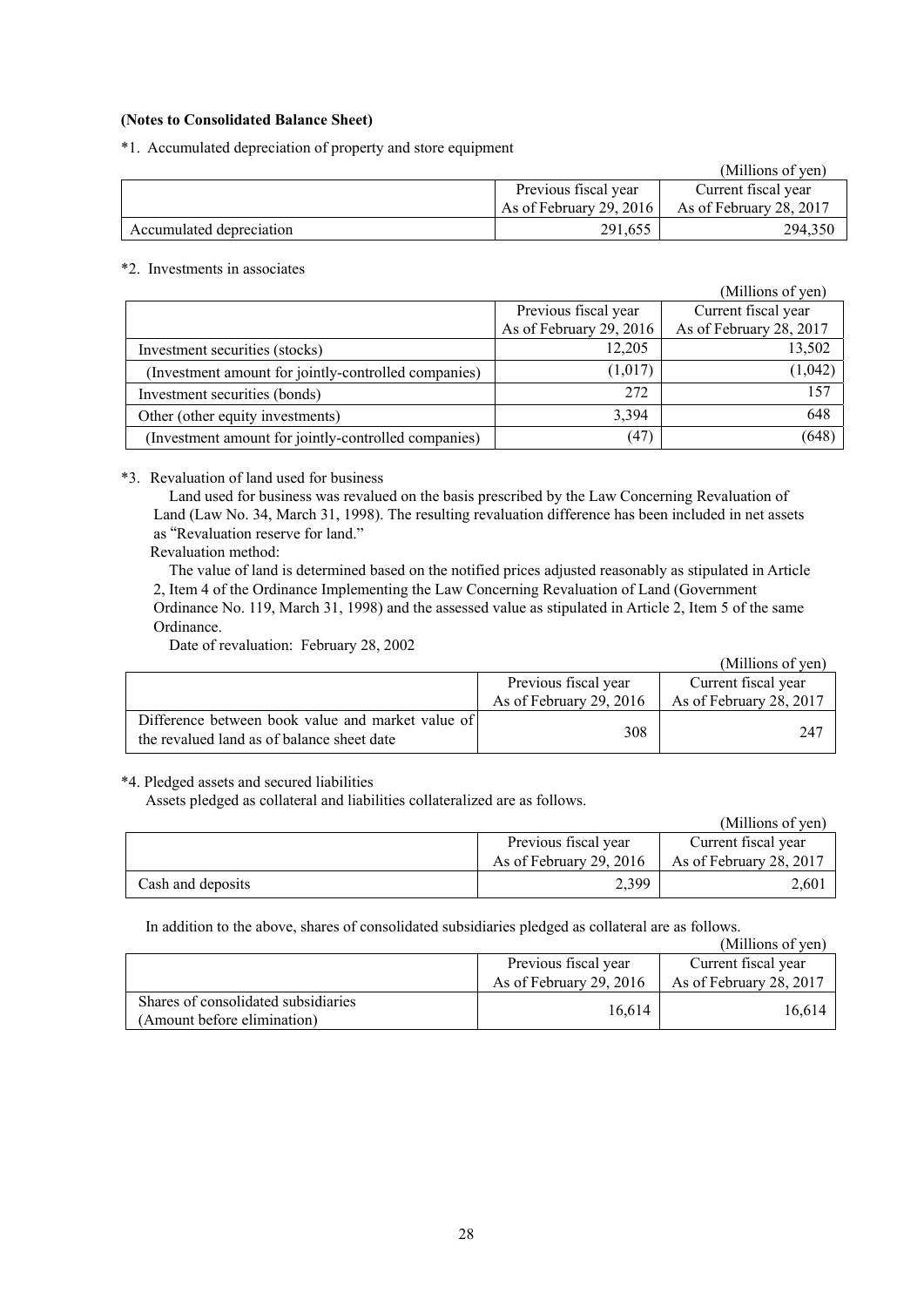**(Notes to Consolidated Balance Sheet)**

*1. Accumulated depreciation of property and store equipment

(Millions of yen)

| | Previous fiscal year As of February 29, 2016 | Current fiscal year As of February 28, 2017 |
|---|---|---|
| Accumulated depreciation | 291,655 | 294,350 |

*2. Investments in associates

(Millions of yen)

| | Previous fiscal year As of February 29, 2016 | Current fiscal year As of February 28, 2017 |
|---|---|---|
| Investment securities (stocks) | 12,205 | 13,502 |
| (Investment amount for jointly-controlled companies) | (1,017) | (1,042) |
| Investment securities (bonds) | 272 | 157 |
| Other (other equity investments) | 3,394 | 648 |
| (Investment amount for jointly-controlled companies) | (47) | (648) |

*3. Revaluation of land used for business

Land used for business was revalued on the basis prescribed by the Law Concerning Revaluation of Land (Law No. 34, March 31, 1998). The resulting revaluation difference has been included in net assets as "Revaluation reserve for land."

Revaluation method:

The value of land is determined based on the notified prices adjusted reasonably as stipulated in Article 2, Item 4 of the Ordinance Implementing the Law Concerning Revaluation of Land (Government Ordinance No. 119, March 31, 1998) and the assessed value as stipulated in Article 2, Item 5 of the same Ordinance.

Date of revaluation: February 28, 2002

(Millions of yen)

| | Previous fiscal year As of February 29, 2016 | Current fiscal year As of February 28, 2017 |
|---|---|---|
| Difference between book value and market value of the revalued land as of balance sheet date | 308 | 247 |

*4. Pledged assets and secured liabilities

Assets pledged as collateral and liabilities collateralized are as follows.

(Millions of yen)

| | Previous fiscal year As of February 29, 2016 | Current fiscal year As of February 28, 2017 |
|---|---|---|
| Cash and deposits | 2,399 | 2,601 |

In addition to the above, shares of consolidated subsidiaries pledged as collateral are as follows.

(Millions of yen)

| | Previous fiscal year As of February 29, 2016 | Current fiscal year As of February 28, 2017 |
|---|---|---|
| Shares of consolidated subsidiaries (Amount before elimination) | 16,614 | 16,614 |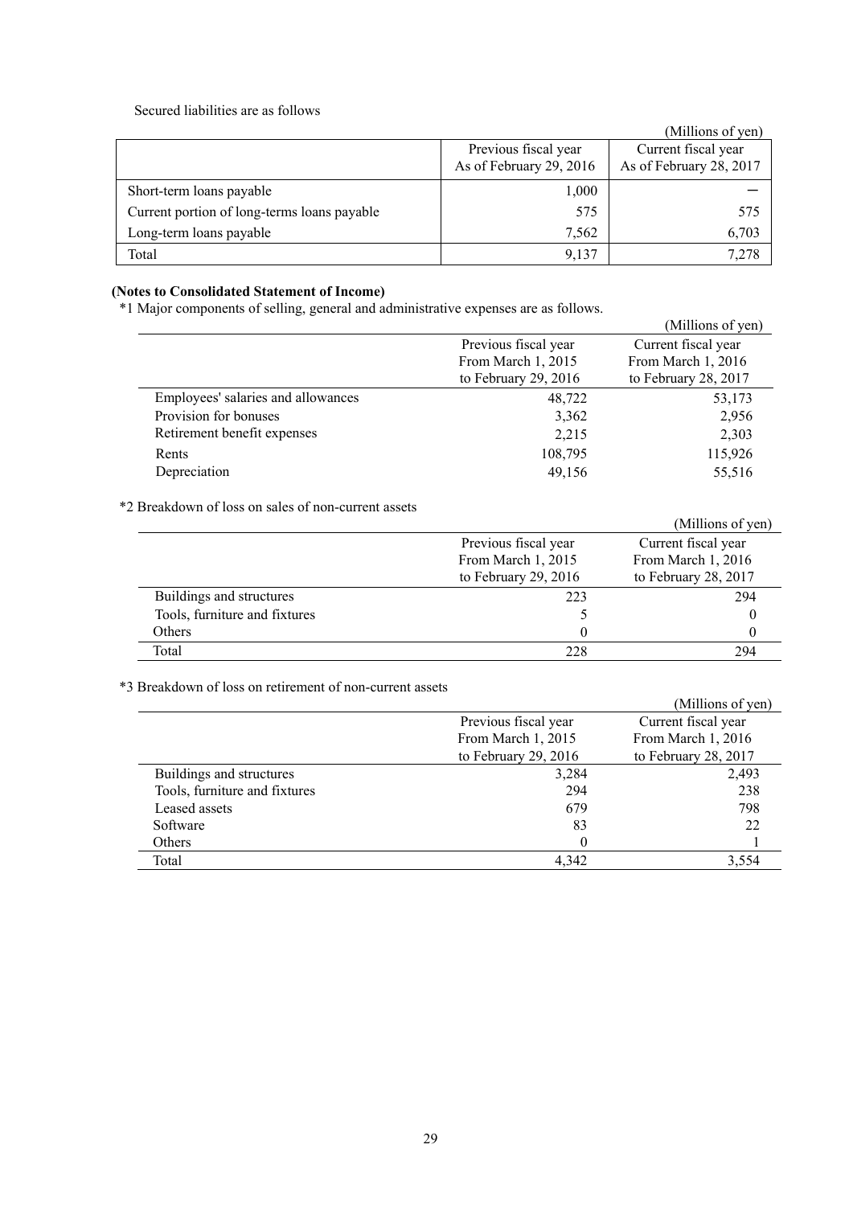Secured liabilities are as follows

(Millions of yen)

| | Previous fiscal year As of February 29, 2016 | Current fiscal year As of February 28, 2017 |
|---|---|---|
| Short-term loans payable | 1,000 | ー |
| Current portion of long-terms loans payable | 575 | 575 |
| Long-term loans payable | 7,562 | 6,703 |
| Total | 9,137 | 7,278 |

**(Notes to Consolidated Statement of Income)**

*1 Major components of selling, general and administrative expenses are as follows.

(Millions of yen)

| | Previous fiscal year From March 1, 2015 to February 29, 2016 | Current fiscal year From March 1, 2016 to February 28, 2017 |
|---|---|---|
| Employees' salaries and allowances | 48,722 | 53,173 |
| Provision for bonuses | 3,362 | 2,956 |
| Retirement benefit expenses | 2,215 | 2,303 |
| Rents | 108,795 | 115,926 |
| Depreciation | 49,156 | 55,516 |

*2 Breakdown of loss on sales of non-current assets

(Millions of yen)

| | Previous fiscal year From March 1, 2015 to February 29, 2016 | Current fiscal year From March 1, 2016 to February 28, 2017 |
|---|---|---|
| Buildings and structures | 223 | 294 |
| Tools, furniture and fixtures | 5 | 0 |
| Others | 0 | 0 |
| Total | 228 | 294 |

*3 Breakdown of loss on retirement of non-current assets

(Millions of yen)

| | Previous fiscal year From March 1, 2015 to February 29, 2016 | Current fiscal year From March 1, 2016 to February 28, 2017 |
|---|---|---|
| Buildings and structures | 3,284 | 2,493 |
| Tools, furniture and fixtures | 294 | 238 |
| Leased assets | 679 | 798 |
| Software | 83 | 22 |
| Others | 0 | 1 |
| Total | 4,342 | 3,554 |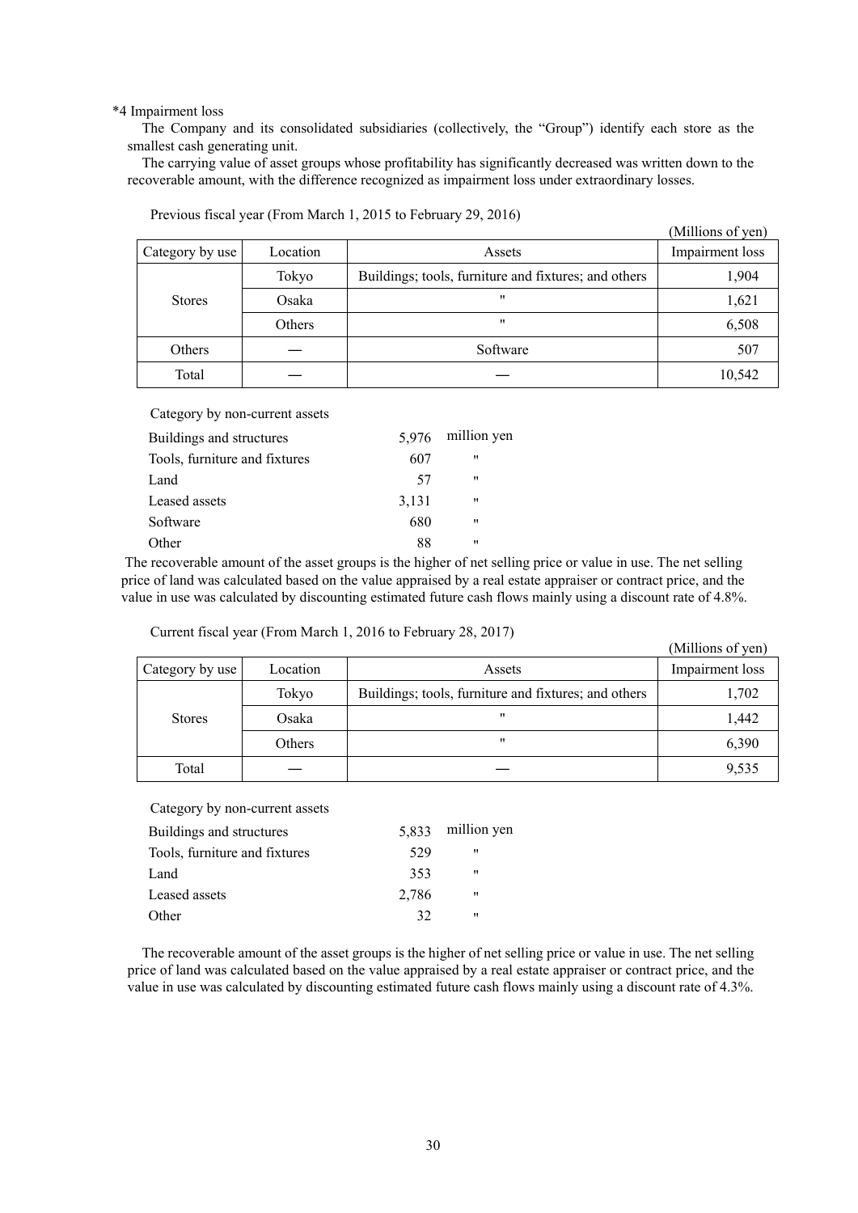*4 Impairment loss

The Company and its consolidated subsidiaries (collectively, the "Group") identify each store as the smallest cash generating unit.

The carrying value of asset groups whose profitability has significantly decreased was written down to the recoverable amount, with the difference recognized as impairment loss under extraordinary losses.

Previous fiscal year (From March 1, 2015 to February 29, 2016)

(Millions of yen)

| Category by use | Location | Assets | Impairment loss |
|---|---|---|---|
| Stores | Tokyo | Buildings; tools, furniture and fixtures; and others | 1,904 |
| | Osaka | " | 1,621 |
| | Others | " | 6,508 |
| Others | — | Software | 507 |
| Total | — | — | 10,542 |

Category by non-current assets

| | | |
|---|---|---|
| Buildings and structures | 5,976 | million yen |
| Tools, furniture and fixtures | 607 | " |
| Land | 57 | " |
| Leased assets | 3,131 | " |
| Software | 680 | " |
| Other | 88 | " |

The recoverable amount of the asset groups is the higher of net selling price or value in use. The net selling price of land was calculated based on the value appraised by a real estate appraiser or contract price, and the value in use was calculated by discounting estimated future cash flows mainly using a discount rate of 4.8%.

Current fiscal year (From March 1, 2016 to February 28, 2017)

(Millions of yen)

| Category by use | Location | Assets | Impairment loss |
|---|---|---|---|
| Stores | Tokyo | Buildings; tools, furniture and fixtures; and others | 1,702 |
| | Osaka | " | 1,442 |
| | Others | " | 6,390 |
| Total | — | — | 9,535 |

Category by non-current assets

| | | |
|---|---|---|
| Buildings and structures | 5,833 | million yen |
| Tools, furniture and fixtures | 529 | " |
| Land | 353 | " |
| Leased assets | 2,786 | " |
| Other | 32 | " |

The recoverable amount of the asset groups is the higher of net selling price or value in use. The net selling price of land was calculated based on the value appraised by a real estate appraiser or contract price, and the value in use was calculated by discounting estimated future cash flows mainly using a discount rate of 4.3%.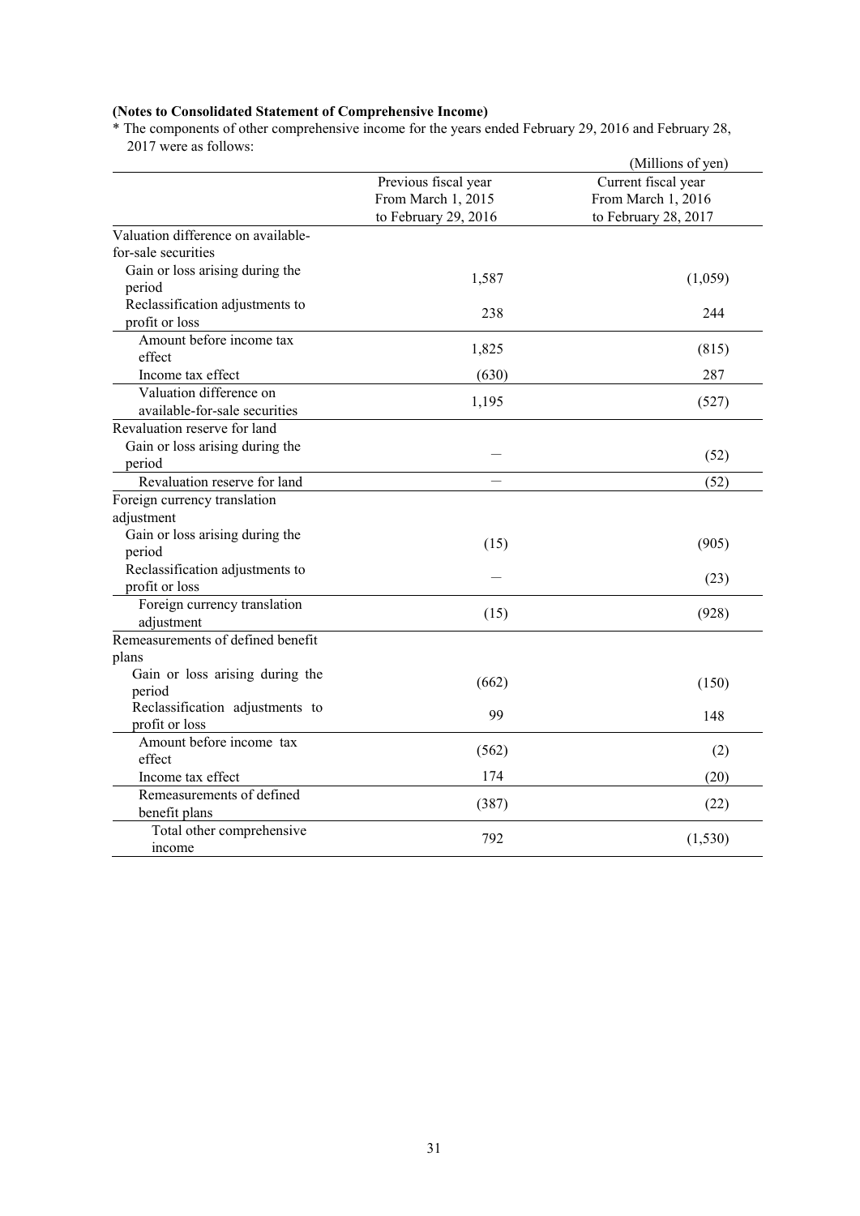**(Notes to Consolidated Statement of Comprehensive Income)**

* The components of other comprehensive income for the years ended February 29, 2016 and February 28, 2017 were as follows:

(Millions of yen)

| | Previous fiscal year From March 1, 2015 to February 29, 2016 | Current fiscal year From March 1, 2016 to February 28, 2017 |
|---|---|---|
| Valuation difference on available-for-sale securities | | |
| Gain or loss arising during the period | 1,587 | (1,059) |
| Reclassification adjustments to profit or loss | 238 | 244 |
| Amount before income tax effect | 1,825 | (815) |
| Income tax effect | (630) | 287 |
| Valuation difference on available-for-sale securities | 1,195 | (527) |
| Revaluation reserve for land | | |
| Gain or loss arising during the period | — | (52) |
| Revaluation reserve for land | — | (52) |
| Foreign currency translation adjustment | | |
| Gain or loss arising during the period | (15) | (905) |
| Reclassification adjustments to profit or loss | — | (23) |
| Foreign currency translation adjustment | (15) | (928) |
| Remeasurements of defined benefit plans | | |
| Gain or loss arising during the period | (662) | (150) |
| Reclassification adjustments to profit or loss | 99 | 148 |
| Amount before income tax effect | (562) | (2) |
| Income tax effect | 174 | (20) |
| Remeasurements of defined benefit plans | (387) | (22) |
| Total other comprehensive income | 792 | (1,530) |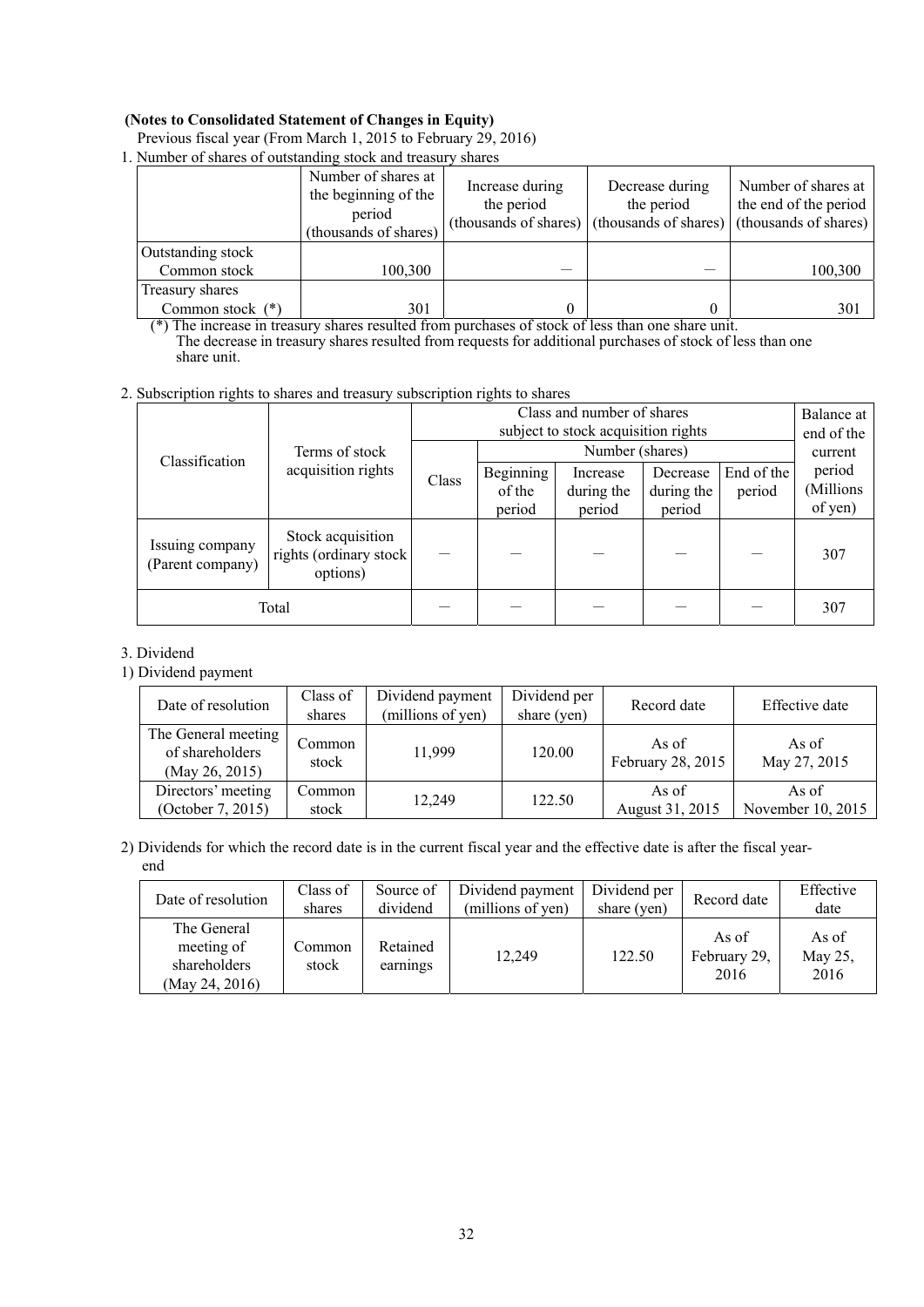**(Notes to Consolidated Statement of Changes in Equity)**

Previous fiscal year (From March 1, 2015 to February 29, 2016)

1. Number of shares of outstanding stock and treasury shares

| | Number of shares at the beginning of the period (thousands of shares) | Increase during the period (thousands of shares) | Decrease during the period (thousands of shares) | Number of shares at the end of the period (thousands of shares) |
|---|---|---|---|---|
| Outstanding stock<br>Common stock | 100,300 | ― | ― | 100,300 |
| Treasury shares<br>Common stock (*) | 301 | 0 | 0 | 301 |

(*) The increase in treasury shares resulted from purchases of stock of less than one share unit.
The decrease in treasury shares resulted from requests for additional purchases of stock of less than one share unit.

2. Subscription rights to shares and treasury subscription rights to shares

| Classification | Terms of stock acquisition rights | Class and number of shares subject to stock acquisition rights | | | | | Balance at end of the current period (Millions of yen) |
|---|---|---|---|---|---|---|---|
| | | Class | Number (shares) | | | | |
| | | | Beginning of the period | Increase during the period | Decrease during the period | End of the period | |
| Issuing company (Parent company) | Stock acquisition rights (ordinary stock options) | ― | ― | ― | ― | ― | 307 |
| Total | | ― | ― | ― | ― | ― | 307 |

3. Dividend

1) Dividend payment

| Date of resolution | Class of shares | Dividend payment (millions of yen) | Dividend per share (yen) | Record date | Effective date |
|---|---|---|---|---|---|
| The General meeting of shareholders (May 26, 2015) | Common stock | 11,999 | 120.00 | As of February 28, 2015 | As of May 27, 2015 |
| Directors' meeting (October 7, 2015) | Common stock | 12,249 | 122.50 | As of August 31, 2015 | As of November 10, 2015 |

2) Dividends for which the record date is in the current fiscal year and the effective date is after the fiscal year-end

| Date of resolution | Class of shares | Source of dividend | Dividend payment (millions of yen) | Dividend per share (yen) | Record date | Effective date |
|---|---|---|---|---|---|---|
| The General meeting of shareholders (May 24, 2016) | Common stock | Retained earnings | 12,249 | 122.50 | As of February 29, 2016 | As of May 25, 2016 |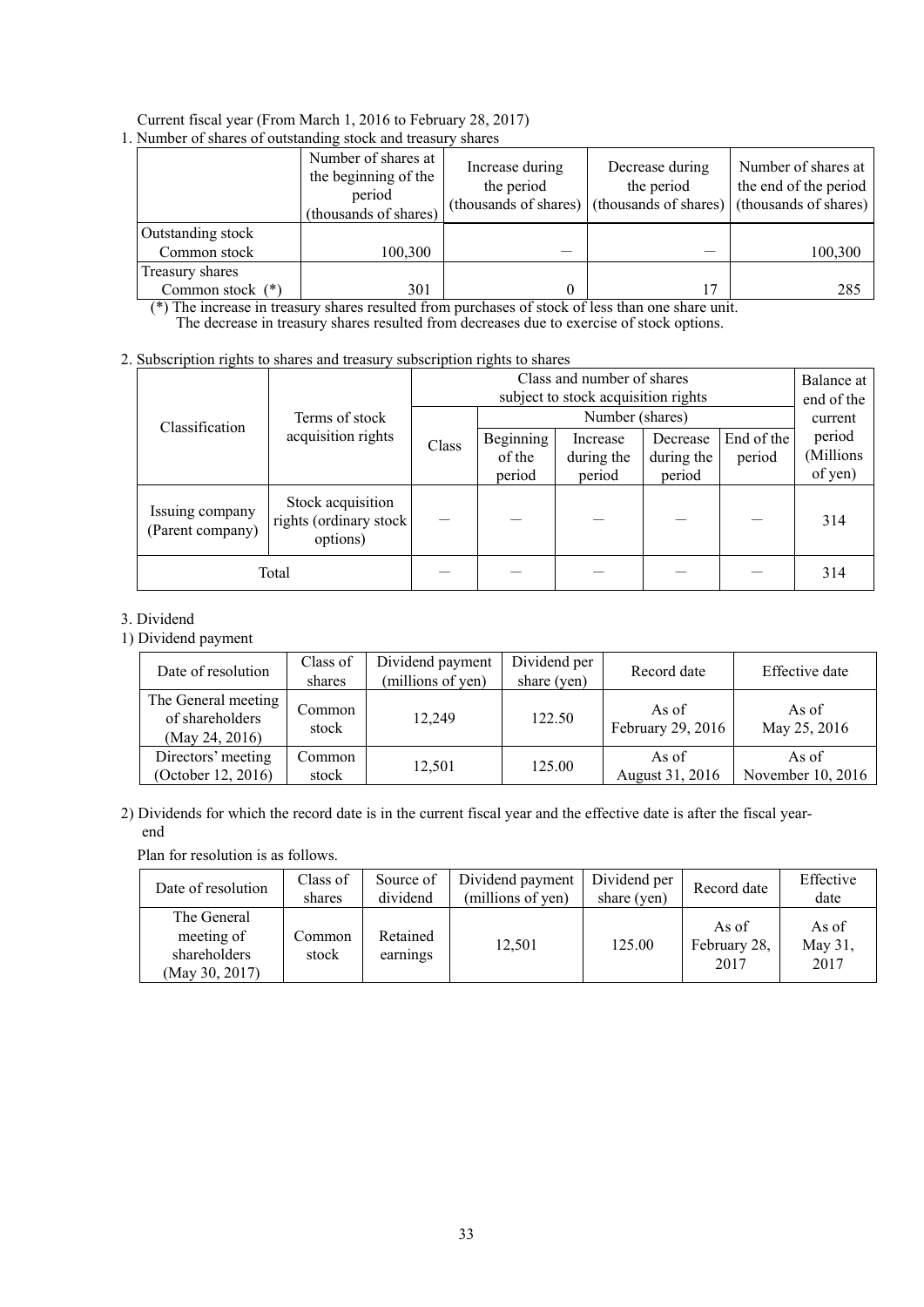Current fiscal year (From March 1, 2016 to February 28, 2017)

1. Number of shares of outstanding stock and treasury shares

| | Number of shares at the beginning of the period (thousands of shares) | Increase during the period (thousands of shares) | Decrease during the period (thousands of shares) | Number of shares at the end of the period (thousands of shares) |
|---|---|---|---|---|
| Outstanding stock<br>Common stock | 100,300 | — | — | 100,300 |
| Treasury shares<br>Common stock (*) | 301 | 0 | 17 | 285 |

(*) The increase in treasury shares resulted from purchases of stock of less than one share unit.
The decrease in treasury shares resulted from decreases due to exercise of stock options.

2. Subscription rights to shares and treasury subscription rights to shares

| Classification | Terms of stock acquisition rights | Class and number of shares subject to stock acquisition rights | | | | | Balance at end of the current period (Millions of yen) |
|---|---|---|---|---|---|---|---|
| | | Class | Number (shares) | | | | |
| | | | Beginning of the period | Increase during the period | Decrease during the period | End of the period | |
| Issuing company (Parent company) | Stock acquisition rights (ordinary stock options) | — | — | — | — | — | 314 |
| Total | | — | — | — | — | — | 314 |

3. Dividend

1) Dividend payment

| Date of resolution | Class of shares | Dividend payment (millions of yen) | Dividend per share (yen) | Record date | Effective date |
|---|---|---|---|---|---|
| The General meeting of shareholders (May 24, 2016) | Common stock | 12,249 | 122.50 | As of February 29, 2016 | As of May 25, 2016 |
| Directors' meeting (October 12, 2016) | Common stock | 12,501 | 125.00 | As of August 31, 2016 | As of November 10, 2016 |

2) Dividends for which the record date is in the current fiscal year and the effective date is after the fiscal year-end

Plan for resolution is as follows.

| Date of resolution | Class of shares | Source of dividend | Dividend payment (millions of yen) | Dividend per share (yen) | Record date | Effective date |
|---|---|---|---|---|---|---|
| The General meeting of shareholders (May 30, 2017) | Common stock | Retained earnings | 12,501 | 125.00 | As of February 28, 2017 | As of May 31, 2017 |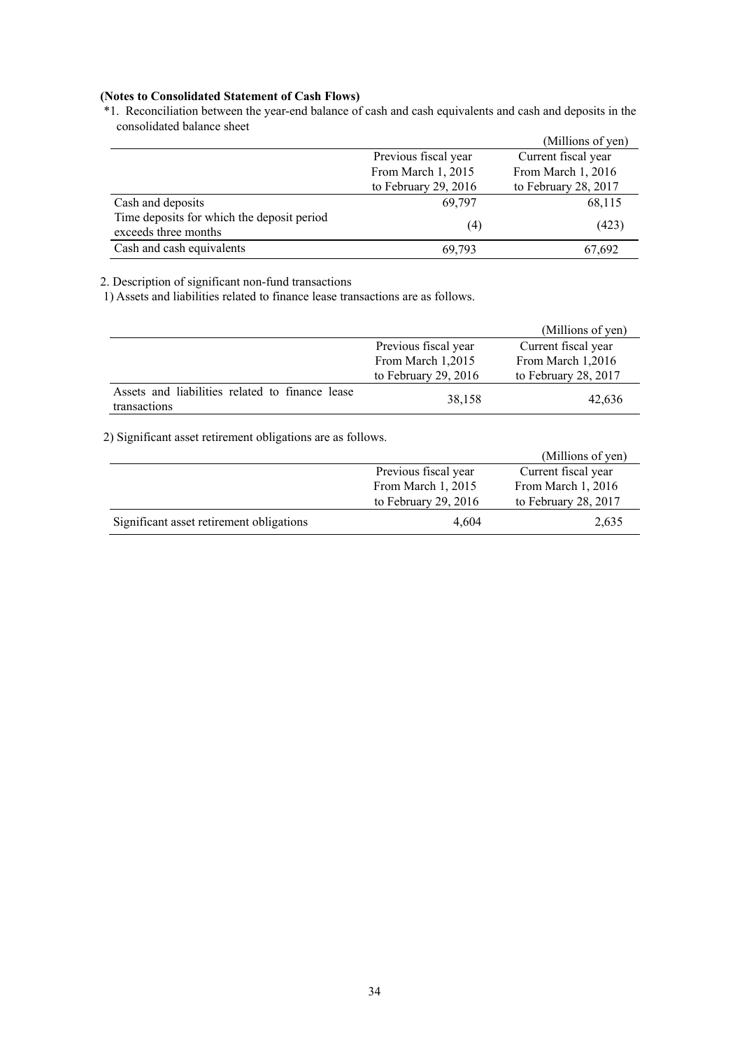**(Notes to Consolidated Statement of Cash Flows)**

*1. Reconciliation between the year-end balance of cash and cash equivalents and cash and deposits in the consolidated balance sheet

(Millions of yen)

| | Previous fiscal year From March 1, 2015 to February 29, 2016 | Current fiscal year From March 1, 2016 to February 28, 2017 |
|---|---|---|
| Cash and deposits | 69,797 | 68,115 |
| Time deposits for which the deposit period exceeds three months | (4) | (423) |
| Cash and cash equivalents | 69,793 | 67,692 |

2. Description of significant non-fund transactions

1) Assets and liabilities related to finance lease transactions are as follows.

(Millions of yen)

| | Previous fiscal year From March 1,2015 to February 29, 2016 | Current fiscal year From March 1,2016 to February 28, 2017 |
|---|---|---|
| Assets and liabilities related to finance lease transactions | 38,158 | 42,636 |

2) Significant asset retirement obligations are as follows.

(Millions of yen)

| | Previous fiscal year From March 1, 2015 to February 29, 2016 | Current fiscal year From March 1, 2016 to February 28, 2017 |
|---|---|---|
| Significant asset retirement obligations | 4,604 | 2,635 |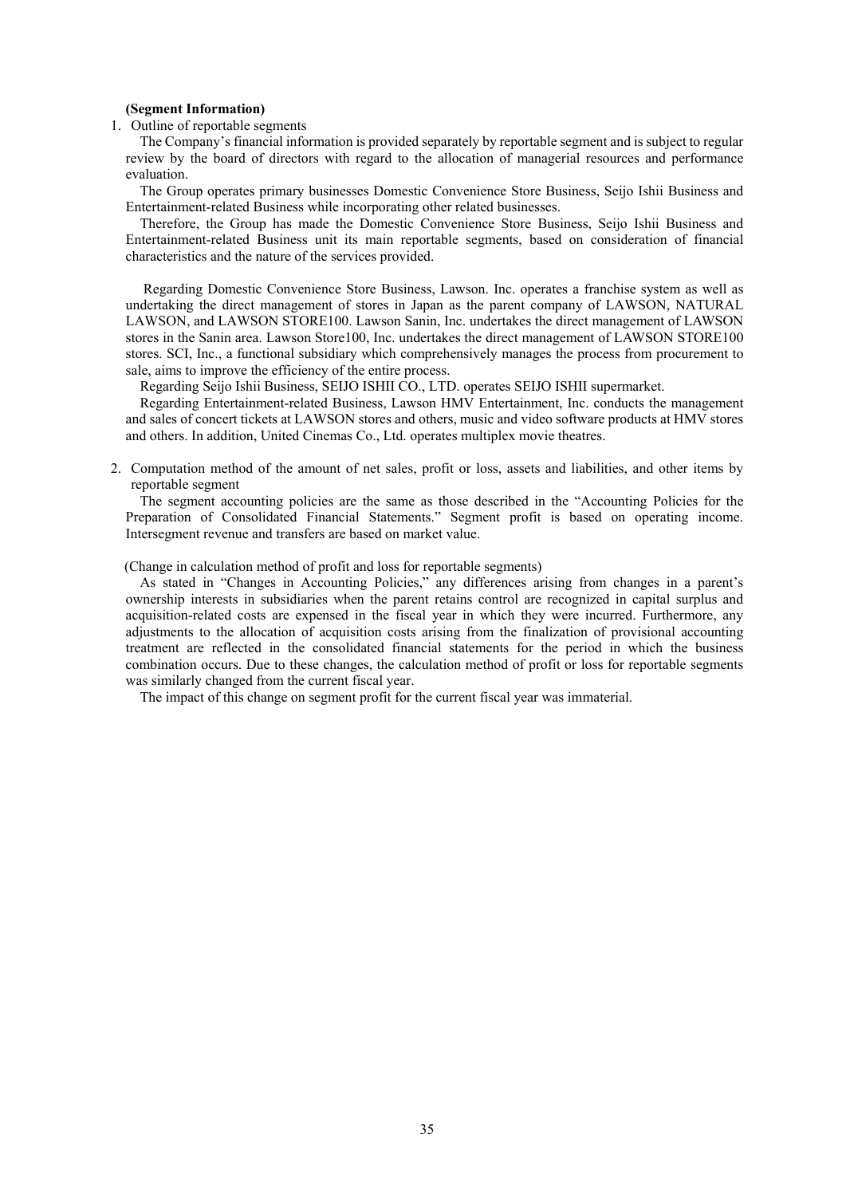**(Segment Information)**

1. Outline of reportable segments

The Company's financial information is provided separately by reportable segment and is subject to regular review by the board of directors with regard to the allocation of managerial resources and performance evaluation.

The Group operates primary businesses Domestic Convenience Store Business, Seijo Ishii Business and Entertainment-related Business while incorporating other related businesses.

Therefore, the Group has made the Domestic Convenience Store Business, Seijo Ishii Business and Entertainment-related Business unit its main reportable segments, based on consideration of financial characteristics and the nature of the services provided.

Regarding Domestic Convenience Store Business, Lawson. Inc. operates a franchise system as well as undertaking the direct management of stores in Japan as the parent company of LAWSON, NATURAL LAWSON, and LAWSON STORE100. Lawson Sanin, Inc. undertakes the direct management of LAWSON stores in the Sanin area. Lawson Store100, Inc. undertakes the direct management of LAWSON STORE100 stores. SCI, Inc., a functional subsidiary which comprehensively manages the process from procurement to sale, aims to improve the efficiency of the entire process.

Regarding Seijo Ishii Business, SEIJO ISHII CO., LTD. operates SEIJO ISHII supermarket.

Regarding Entertainment-related Business, Lawson HMV Entertainment, Inc. conducts the management and sales of concert tickets at LAWSON stores and others, music and video software products at HMV stores and others. In addition, United Cinemas Co., Ltd. operates multiplex movie theatres.

2. Computation method of the amount of net sales, profit or loss, assets and liabilities, and other items by reportable segment

The segment accounting policies are the same as those described in the "Accounting Policies for the Preparation of Consolidated Financial Statements." Segment profit is based on operating income. Intersegment revenue and transfers are based on market value.

(Change in calculation method of profit and loss for reportable segments)

As stated in "Changes in Accounting Policies," any differences arising from changes in a parent's ownership interests in subsidiaries when the parent retains control are recognized in capital surplus and acquisition-related costs are expensed in the fiscal year in which they were incurred. Furthermore, any adjustments to the allocation of acquisition costs arising from the finalization of provisional accounting treatment are reflected in the consolidated financial statements for the period in which the business combination occurs. Due to these changes, the calculation method of profit or loss for reportable segments was similarly changed from the current fiscal year.

The impact of this change on segment profit for the current fiscal year was immaterial.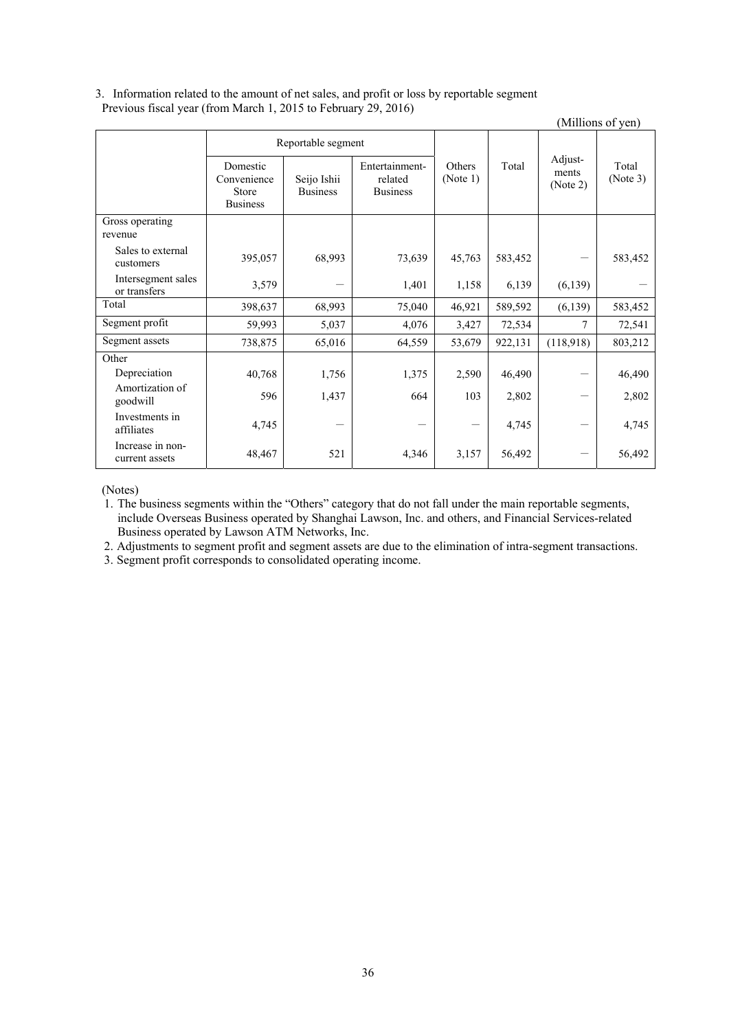3. Information related to the amount of net sales, and profit or loss by reportable segment

Previous fiscal year (from March 1, 2015 to February 29, 2016)

(Millions of yen)

| | Reportable segment | | | Others (Note 1) | Total | Adjust-ments (Note 2) | Total (Note 3) |
|---|---|---|---|---|---|---|---|
| | Domestic Convenience Store Business | Seijo Ishii Business | Entertainment-related Business | | | | |
| Gross operating revenue | | | | | | | |
| Sales to external customers | 395,057 | 68,993 | 73,639 | 45,763 | 583,452 | — | 583,452 |
| Intersegment sales or transfers | 3,579 | — | 1,401 | 1,158 | 6,139 | (6,139) | — |
| Total | 398,637 | 68,993 | 75,040 | 46,921 | 589,592 | (6,139) | 583,452 |
| Segment profit | 59,993 | 5,037 | 4,076 | 3,427 | 72,534 | 7 | 72,541 |
| Segment assets | 738,875 | 65,016 | 64,559 | 53,679 | 922,131 | (118,918) | 803,212 |
| Other | | | | | | | |
| Depreciation | 40,768 | 1,756 | 1,375 | 2,590 | 46,490 | — | 46,490 |
| Amortization of goodwill | 596 | 1,437 | 664 | 103 | 2,802 | — | 2,802 |
| Investments in affiliates | 4,745 | — | — | — | 4,745 | — | 4,745 |
| Increase in non-current assets | 48,467 | 521 | 4,346 | 3,157 | 56,492 | — | 56,492 |

(Notes)

1. The business segments within the "Others" category that do not fall under the main reportable segments, include Overseas Business operated by Shanghai Lawson, Inc. and others, and Financial Services-related Business operated by Lawson ATM Networks, Inc.
2. Adjustments to segment profit and segment assets are due to the elimination of intra-segment transactions.
3. Segment profit corresponds to consolidated operating income.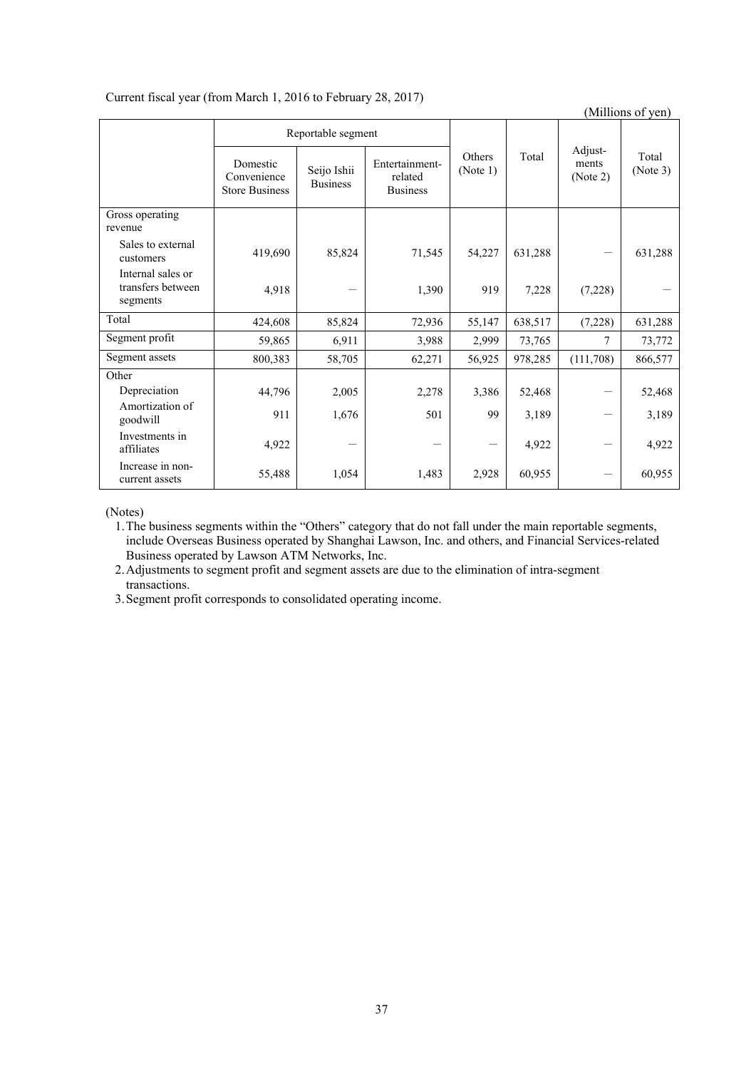Current fiscal year (from March 1, 2016 to February 28, 2017)

(Millions of yen)

| | Reportable segment | | | Others (Note 1) | Total | Adjust-ments (Note 2) | Total (Note 3) |
|---|---|---|---|---|---|---|---|
| | Domestic Convenience Store Business | Seijo Ishii Business | Entertainment-related Business | | | | |
| Gross operating revenue | | | | | | | |
| Sales to external customers | 419,690 | 85,824 | 71,545 | 54,227 | 631,288 | — | 631,288 |
| Internal sales or transfers between segments | 4,918 | — | 1,390 | 919 | 7,228 | (7,228) | — |
| Total | 424,608 | 85,824 | 72,936 | 55,147 | 638,517 | (7,228) | 631,288 |
| Segment profit | 59,865 | 6,911 | 3,988 | 2,999 | 73,765 | 7 | 73,772 |
| Segment assets | 800,383 | 58,705 | 62,271 | 56,925 | 978,285 | (111,708) | 866,577 |
| Other | | | | | | | |
| Depreciation | 44,796 | 2,005 | 2,278 | 3,386 | 52,468 | — | 52,468 |
| Amortization of goodwill | 911 | 1,676 | 501 | 99 | 3,189 | — | 3,189 |
| Investments in affiliates | 4,922 | — | — | — | 4,922 | — | 4,922 |
| Increase in non-current assets | 55,488 | 1,054 | 1,483 | 2,928 | 60,955 | — | 60,955 |

(Notes)

1. The business segments within the "Others" category that do not fall under the main reportable segments, include Overseas Business operated by Shanghai Lawson, Inc. and others, and Financial Services-related Business operated by Lawson ATM Networks, Inc.
2. Adjustments to segment profit and segment assets are due to the elimination of intra-segment transactions.
3. Segment profit corresponds to consolidated operating income.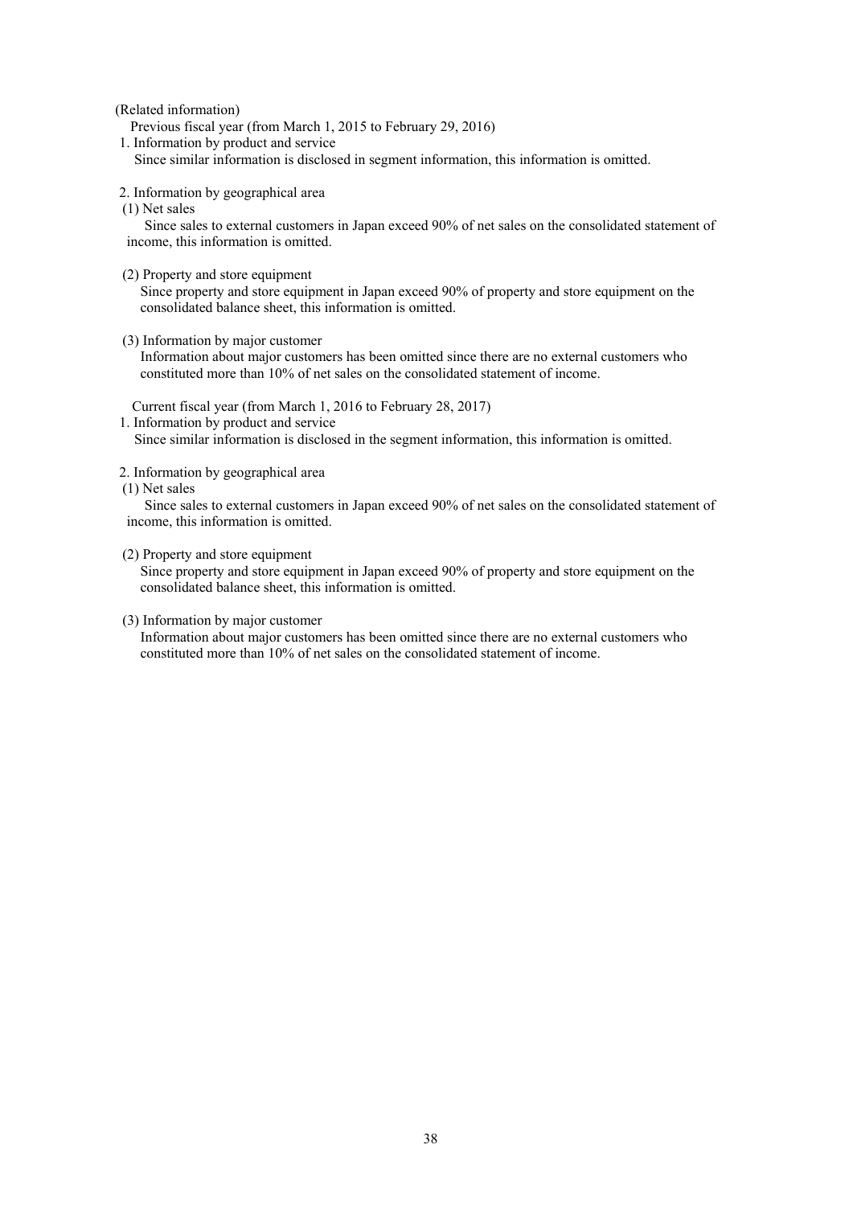(Related information)

Previous fiscal year (from March 1, 2015 to February 29, 2016)

1. Information by product and service

Since similar information is disclosed in segment information, this information is omitted.

2. Information by geographical area

(1) Net sales

Since sales to external customers in Japan exceed 90% of net sales on the consolidated statement of income, this information is omitted.

(2) Property and store equipment

Since property and store equipment in Japan exceed 90% of property and store equipment on the consolidated balance sheet, this information is omitted.

(3) Information by major customer

Information about major customers has been omitted since there are no external customers who constituted more than 10% of net sales on the consolidated statement of income.

Current fiscal year (from March 1, 2016 to February 28, 2017)

1. Information by product and service

Since similar information is disclosed in the segment information, this information is omitted.

2. Information by geographical area

(1) Net sales

Since sales to external customers in Japan exceed 90% of net sales on the consolidated statement of income, this information is omitted.

(2) Property and store equipment

Since property and store equipment in Japan exceed 90% of property and store equipment on the consolidated balance sheet, this information is omitted.

(3) Information by major customer

Information about major customers has been omitted since there are no external customers who constituted more than 10% of net sales on the consolidated statement of income.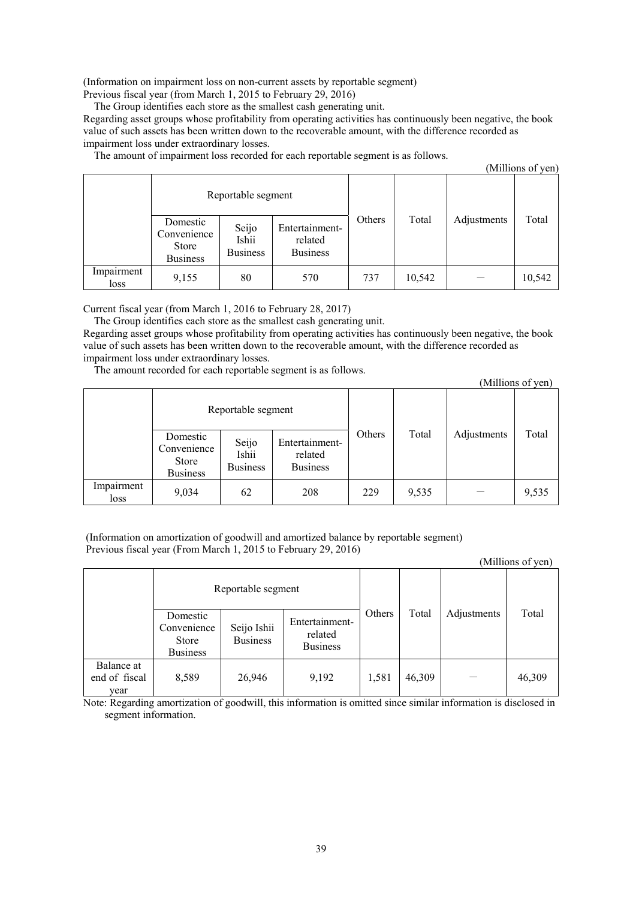(Information on impairment loss on non-current assets by reportable segment)
Previous fiscal year (from March 1, 2015 to February 29, 2016)

The Group identifies each store as the smallest cash generating unit.

Regarding asset groups whose profitability from operating activities has continuously been negative, the book value of such assets has been written down to the recoverable amount, with the difference recorded as impairment loss under extraordinary losses.

The amount of impairment loss recorded for each reportable segment is as follows.

(Millions of yen)

| | Reportable segment | | | Others | Total | Adjustments | Total |
|---|---|---|---|---|---|---|---|
| | Domestic Convenience Store Business | Seijo Ishii Business | Entertainment-related Business | | | | |
| Impairment loss | 9,155 | 80 | 570 | 737 | 10,542 | － | 10,542 |

Current fiscal year (from March 1, 2016 to February 28, 2017)

The Group identifies each store as the smallest cash generating unit.

Regarding asset groups whose profitability from operating activities has continuously been negative, the book value of such assets has been written down to the recoverable amount, with the difference recorded as impairment loss under extraordinary losses.

The amount recorded for each reportable segment is as follows.

(Millions of yen)

| | Reportable segment | | | Others | Total | Adjustments | Total |
|---|---|---|---|---|---|---|---|
| | Domestic Convenience Store Business | Seijo Ishii Business | Entertainment-related Business | | | | |
| Impairment loss | 9,034 | 62 | 208 | 229 | 9,535 | － | 9,535 |

(Information on amortization of goodwill and amortized balance by reportable segment)
Previous fiscal year (From March 1, 2015 to February 29, 2016)

(Millions of yen)

| | Reportable segment | | | Others | Total | Adjustments | Total |
|---|---|---|---|---|---|---|---|
| | Domestic Convenience Store Business | Seijo Ishii Business | Entertainment-related Business | | | | |
| Balance at end of fiscal year | 8,589 | 26,946 | 9,192 | 1,581 | 46,309 | － | 46,309 |

Note: Regarding amortization of goodwill, this information is omitted since similar information is disclosed in segment information.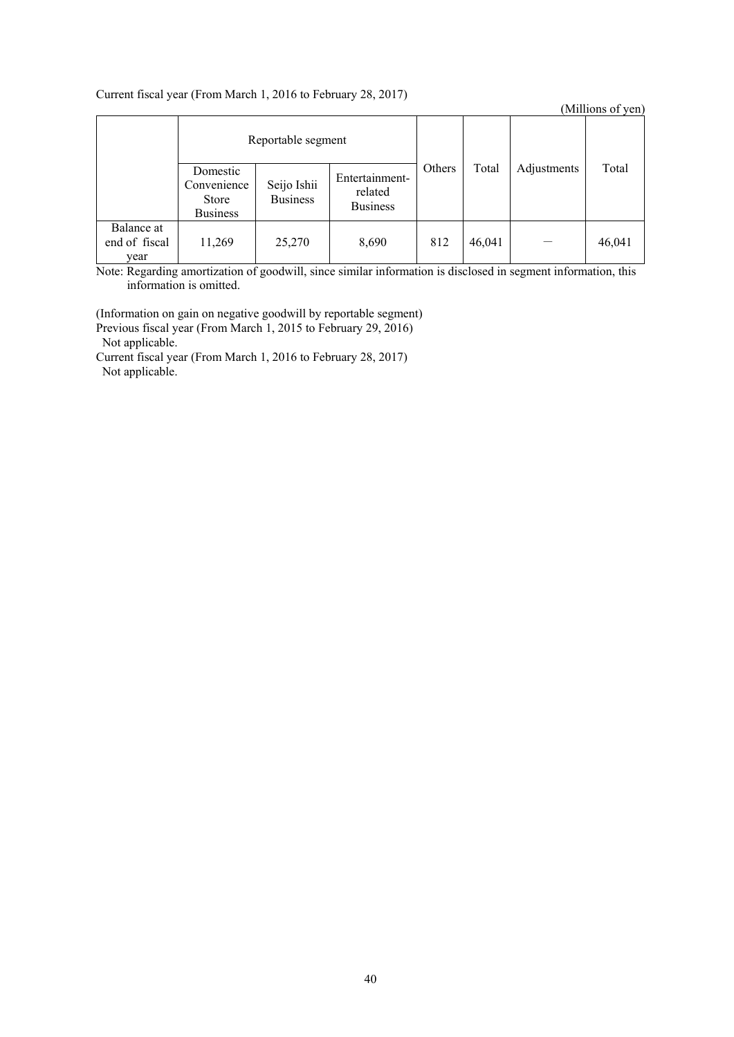Current fiscal year (From March 1, 2016 to February 28, 2017)

(Millions of yen)

| | Reportable segment | | | Others | Total | Adjustments | Total |
|---|---|---|---|---|---|---|---|
| | Domestic Convenience Store Business | Seijo Ishii Business | Entertainment-related Business | | | | |
| Balance at end of fiscal year | 11,269 | 25,270 | 8,690 | 812 | 46,041 | — | 46,041 |

Note: Regarding amortization of goodwill, since similar information is disclosed in segment information, this information is omitted.

(Information on gain on negative goodwill by reportable segment)

Previous fiscal year (From March 1, 2015 to February 29, 2016)

Not applicable.

Current fiscal year (From March 1, 2016 to February 28, 2017)

Not applicable.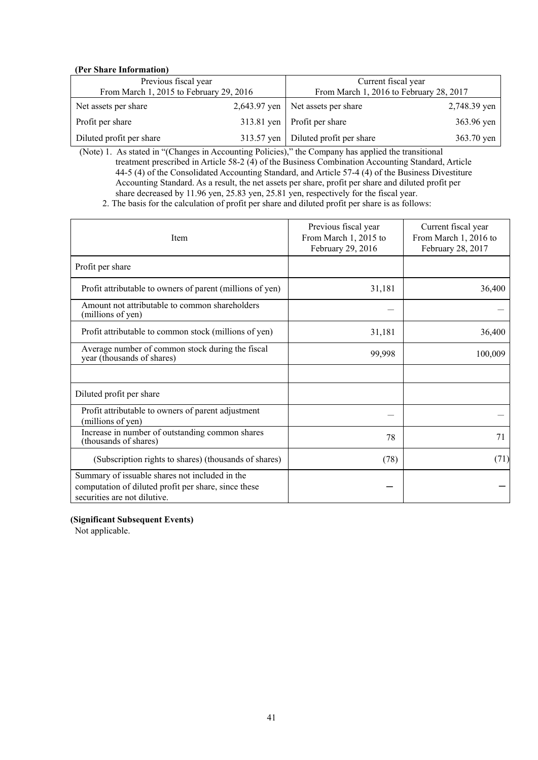**(Per Share Information)**

| Previous fiscal year From March 1, 2015 to February 29, 2016 | | Current fiscal year From March 1, 2016 to February 28, 2017 | |
|---|---|---|---|
| Net assets per share | 2,643.97 yen | Net assets per share | 2,748.39 yen |
| Profit per share | 313.81 yen | Profit per share | 363.96 yen |
| Diluted profit per share | 313.57 yen | Diluted profit per share | 363.70 yen |

(Note) 1. As stated in "(Changes in Accounting Policies)," the Company has applied the transitional treatment prescribed in Article 58-2 (4) of the Business Combination Accounting Standard, Article 44-5 (4) of the Consolidated Accounting Standard, and Article 57-4 (4) of the Business Divestiture Accounting Standard. As a result, the net assets per share, profit per share and diluted profit per share decreased by 11.96 yen, 25.83 yen, 25.81 yen, respectively for the fiscal year.

2. The basis for the calculation of profit per share and diluted profit per share is as follows:

| Item | Previous fiscal year From March 1, 2015 to February 29, 2016 | Current fiscal year From March 1, 2016 to February 28, 2017 |
|---|---|---|
| Profit per share | | |
| Profit attributable to owners of parent (millions of yen) | 31,181 | 36,400 |
| Amount not attributable to common shareholders (millions of yen) | — | — |
| Profit attributable to common stock (millions of yen) | 31,181 | 36,400 |
| Average number of common stock during the fiscal year (thousands of shares) | 99,998 | 100,009 |
| | | |
| Diluted profit per share | | |
| Profit attributable to owners of parent adjustment (millions of yen) | — | — |
| Increase in number of outstanding common shares (thousands of shares) | 78 | 71 |
| (Subscription rights to shares) (thousands of shares) | (78) | (71) |
| Summary of issuable shares not included in the computation of diluted profit per share, since these securities are not dilutive. | — | — |

**(Significant Subsequent Events)**

Not applicable.